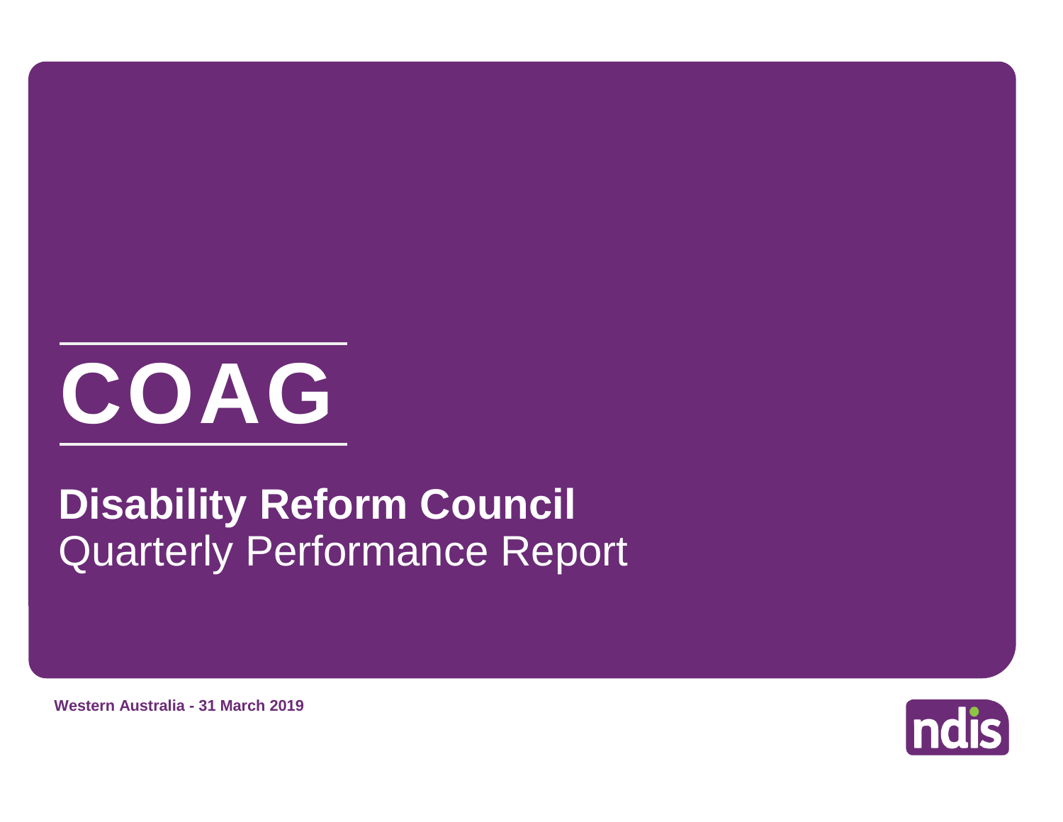# COAG

## Disability Reform Council
Quarterly Performance Report

**Western Australia - 31 March 2019**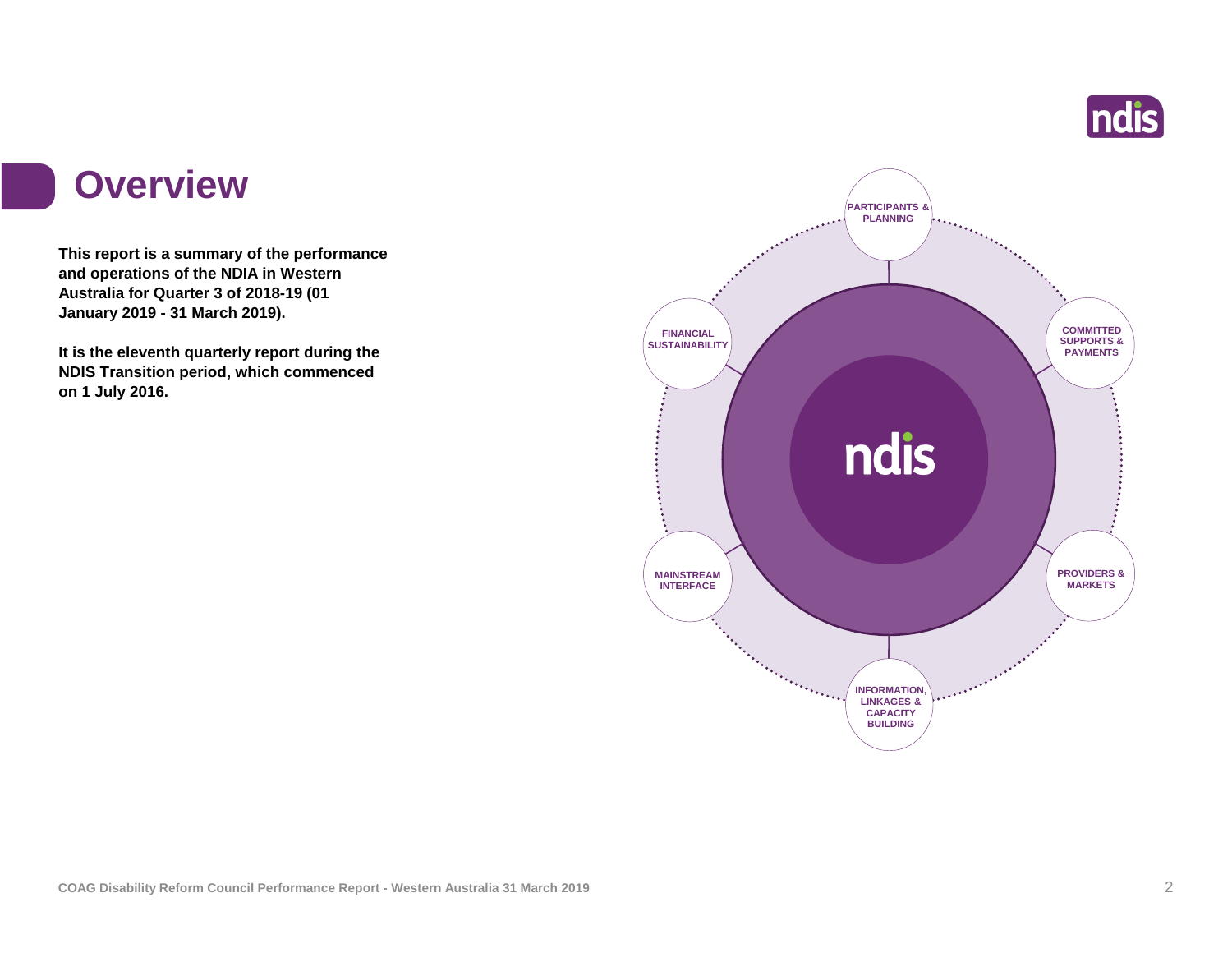# Overview

**This report is a summary of the performance and operations of the NDIA in Western Australia for Quarter 3 of 2018-19 (01 January 2019 - 31 March 2019).**

**It is the eleventh quarterly report during the NDIS Transition period, which commenced on 1 July 2016.**

PARTICIPANTS & PLANNING

COMMITTED SUPPORTS & PAYMENTS

PROVIDERS & MARKETS

INFORMATION, LINKAGES & CAPACITY BUILDING

MAINSTREAM INTERFACE

FINANCIAL SUSTAINABILITY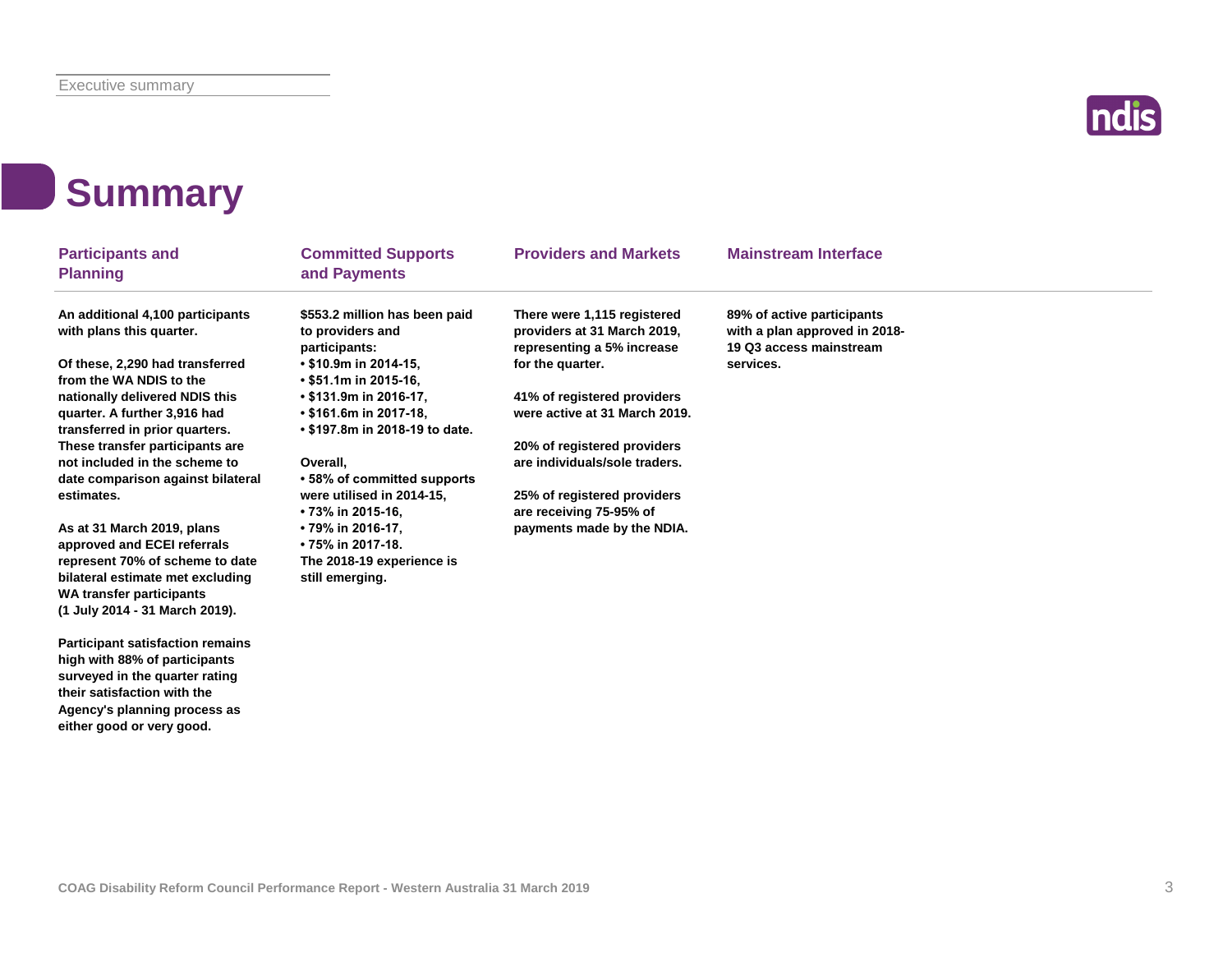# Summary

## Participants and Planning

**An additional 4,100 participants with plans this quarter.**

**Of these, 2,290 had transferred from the WA NDIS to the nationally delivered NDIS this quarter. A further 3,916 had transferred in prior quarters. These transfer participants are not included in the scheme to date comparison against bilateral estimates.**

**As at 31 March 2019, plans approved and ECEI referrals represent 70% of scheme to date bilateral estimate met excluding WA transfer participants (1 July 2014 - 31 March 2019).**

**Participant satisfaction remains high with 88% of participants surveyed in the quarter rating their satisfaction with the Agency's planning process as either good or very good.**

## Committed Supports and Payments

**$553.2 million has been paid to providers and participants:**

- **$10.9m in 2014-15,**
- **$51.1m in 2015-16,**
- **$131.9m in 2016-17,**
- **$161.6m in 2017-18,**
- **$197.8m in 2018-19 to date.**

**Overall,**

- **58% of committed supports were utilised in 2014-15,**
- **73% in 2015-16,**
- **79% in 2016-17,**
- **75% in 2017-18.**

**The 2018-19 experience is still emerging.**

## Providers and Markets

**There were 1,115 registered providers at 31 March 2019, representing a 5% increase for the quarter.**

**41% of registered providers were active at 31 March 2019.**

**20% of registered providers are individuals/sole traders.**

**25% of registered providers are receiving 75-95% of payments made by the NDIA.**

## Mainstream Interface

**89% of active participants with a plan approved in 2018-19 Q3 access mainstream services.**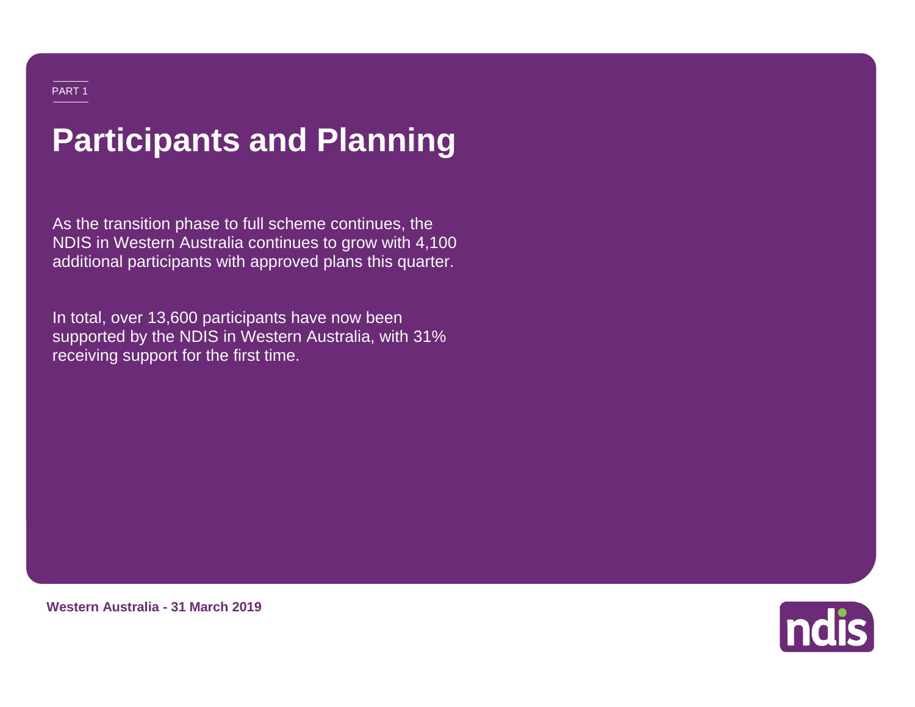PART 1

# Participants and Planning

As the transition phase to full scheme continues, the NDIS in Western Australia continues to grow with 4,100 additional participants with approved plans this quarter.

In total, over 13,600 participants have now been supported by the NDIS in Western Australia, with 31% receiving support for the first time.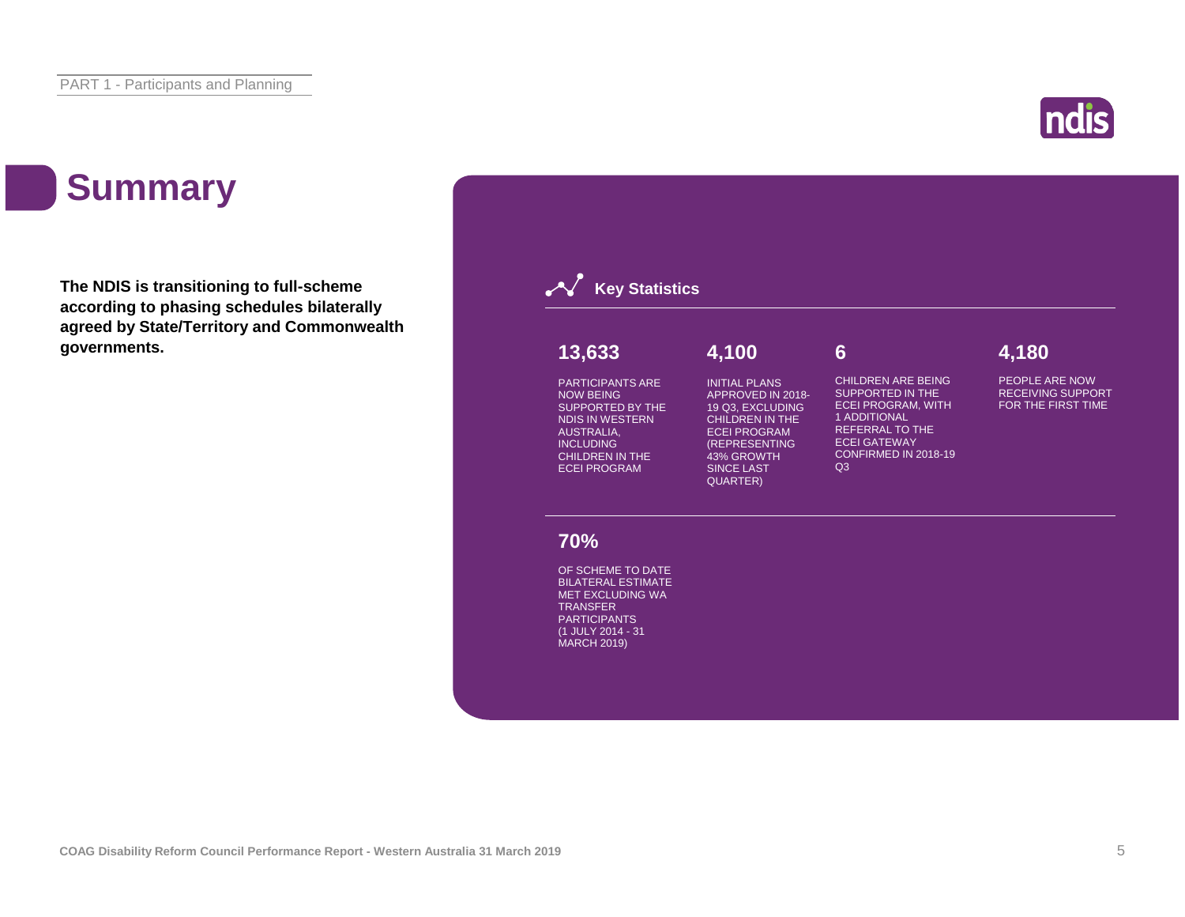# Summary

**The NDIS is transitioning to full-scheme according to phasing schedules bilaterally agreed by State/Territory and Commonwealth governments.**

## Key Statistics

**13,633**

PARTICIPANTS ARE NOW BEING SUPPORTED BY THE NDIS IN WESTERN AUSTRALIA, INCLUDING CHILDREN IN THE ECEI PROGRAM

**4,100**

INITIAL PLANS APPROVED IN 2018-19 Q3, EXCLUDING CHILDREN IN THE ECEI PROGRAM (REPRESENTING 43% GROWTH SINCE LAST QUARTER)

**6**

CHILDREN ARE BEING SUPPORTED IN THE ECEI PROGRAM, WITH 1 ADDITIONAL REFERRAL TO THE ECEI GATEWAY CONFIRMED IN 2018-19 Q3

**4,180**

PEOPLE ARE NOW RECEIVING SUPPORT FOR THE FIRST TIME

**70%**

OF SCHEME TO DATE BILATERAL ESTIMATE MET EXCLUDING WA TRANSFER PARTICIPANTS (1 JULY 2014 - 31 MARCH 2019)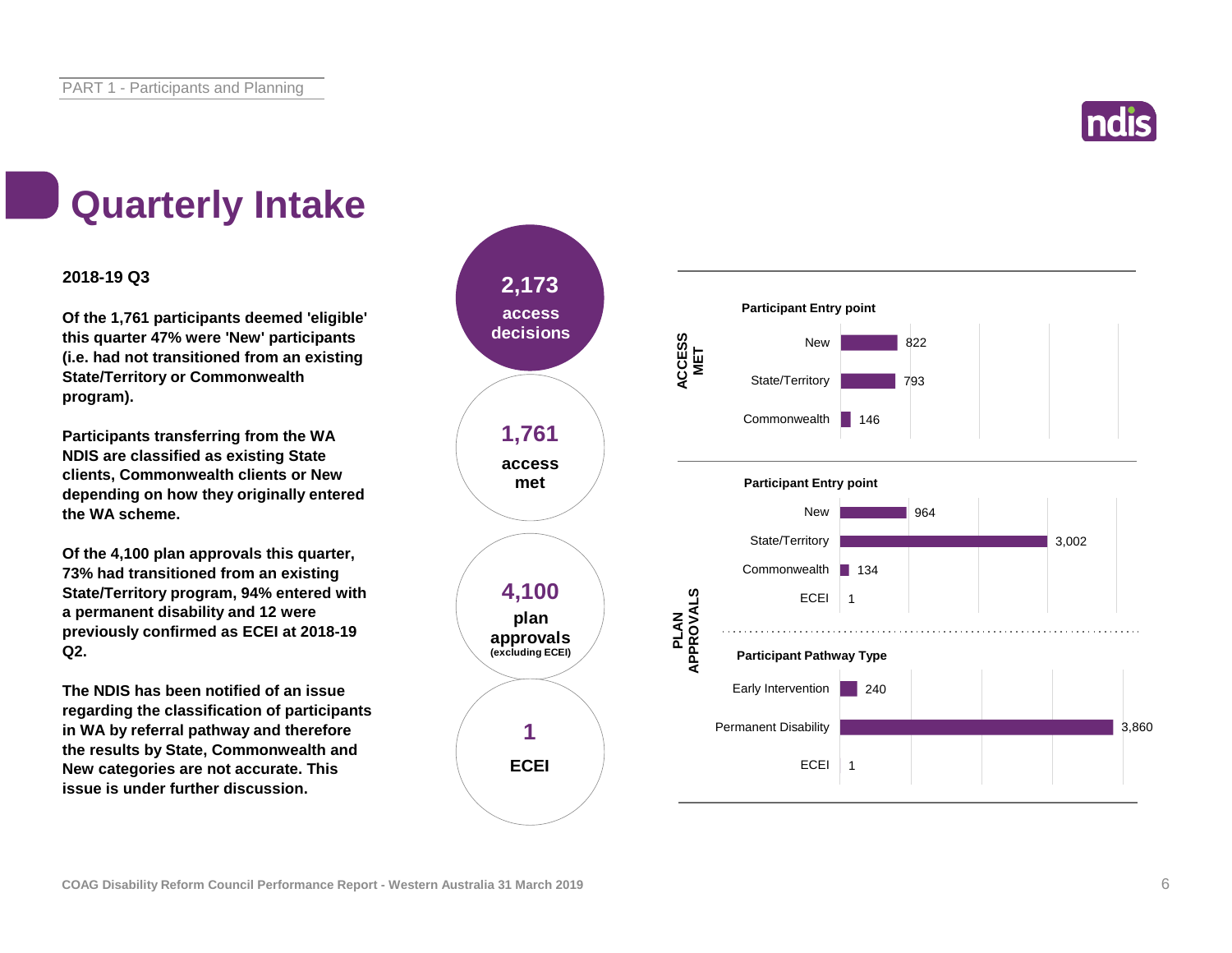# Quarterly Intake

**2018-19 Q3**

**Of the 1,761 participants deemed 'eligible' this quarter 47% were 'New' participants (i.e. had not transitioned from an existing State/Territory or Commonwealth program).**

**Participants transferring from the WA NDIS are classified as existing State clients, Commonwealth clients or New depending on how they originally entered the WA scheme.**

**Of the 4,100 plan approvals this quarter, 73% had transitioned from an existing State/Territory program, 94% entered with a permanent disability and 12 were previously confirmed as ECEI at 2018-19 Q2.**

**The NDIS has been notified of an issue regarding the classification of participants in WA by referral pathway and therefore the results by State, Commonwealth and New categories are not accurate. This issue is under further discussion.**

**2,173** access decisions

**1,761** access met

**4,100** plan approvals (excluding ECEI)

**1** ECEI

**ACCESS MET**

**Participant Entry point**

| Entry point | Count |
| --- | --- |
| New | 822 |
| State/Territory | 793 |
| Commonwealth | 146 |

**PLAN APPROVALS**

**Participant Entry point**

| Entry point | Count |
| --- | --- |
| New | 964 |
| State/Territory | 3,002 |
| Commonwealth | 134 |
| ECEI | 1 |

**Participant Pathway Type**

| Pathway Type | Count |
| --- | --- |
| Early Intervention | 240 |
| Permanent Disability | 3,860 |
| ECEI | 1 |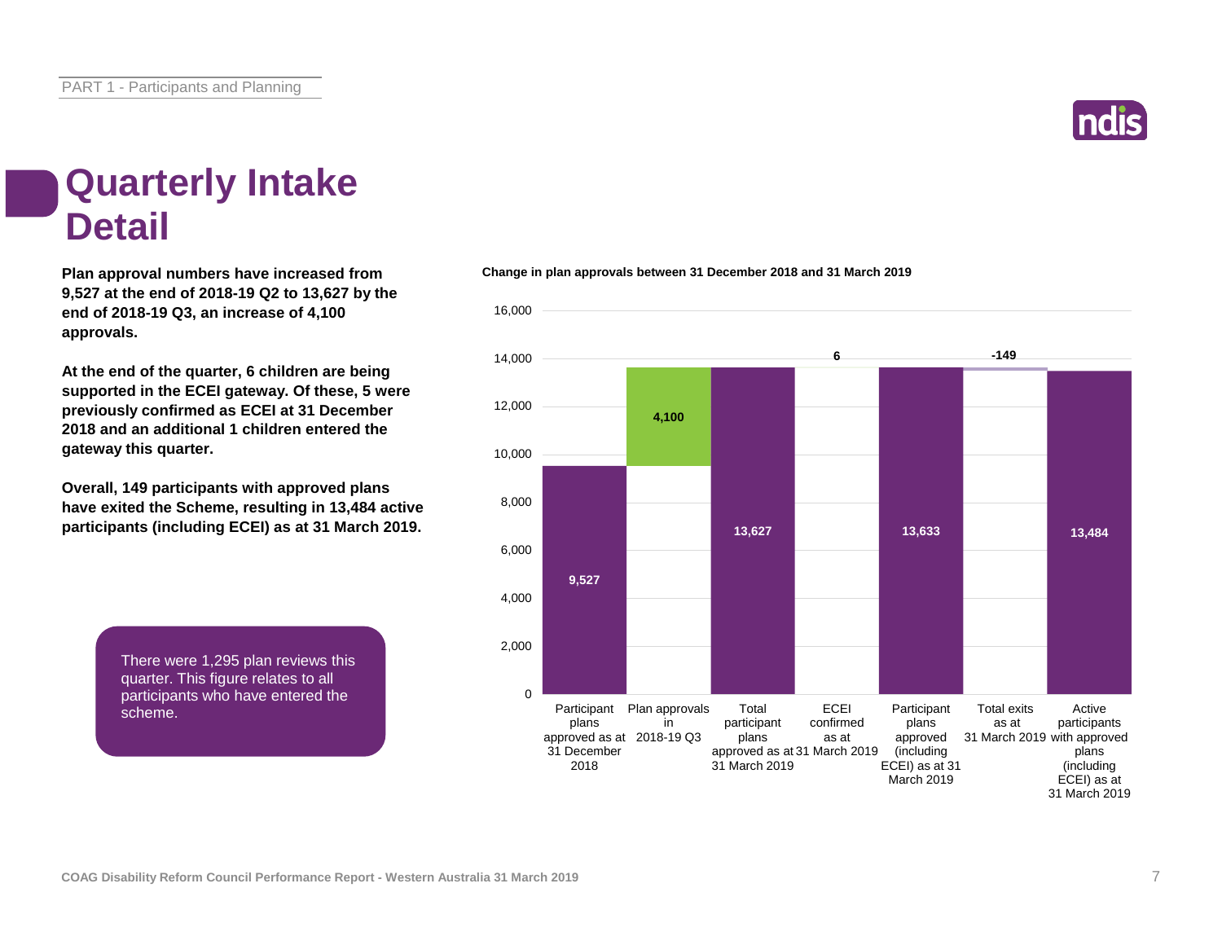# Quarterly Intake Detail

**Plan approval numbers have increased from 9,527 at the end of 2018-19 Q2 to 13,627 by the end of 2018-19 Q3, an increase of 4,100 approvals.**

**At the end of the quarter, 6 children are being supported in the ECEI gateway. Of these, 5 were previously confirmed as ECEI at 31 December 2018 and an additional 1 children entered the gateway this quarter.**

**Overall, 149 participants with approved plans have exited the Scheme, resulting in 13,484 active participants (including ECEI) as at 31 March 2019.**

There were 1,295 plan reviews this quarter. This figure relates to all participants who have entered the scheme.

**Change in plan approvals between 31 December 2018 and 31 March 2019**

| Category | Value |
|---|---|
| Participant plans approved as at 31 December 2018 | 9,527 |
| Plan approvals in 2018-19 Q3 | 4,100 |
| Total participant plans approved as at 31 March 2019 | 13,627 |
| ECEI confirmed as at 31 March 2019 | 6 |
| Participant plans approved (including ECEI) as at 31 March 2019 | 13,633 |
| Total exits as at 31 March 2019 | -149 |
| Active participants with approved plans (including ECEI) as at 31 March 2019 | 13,484 |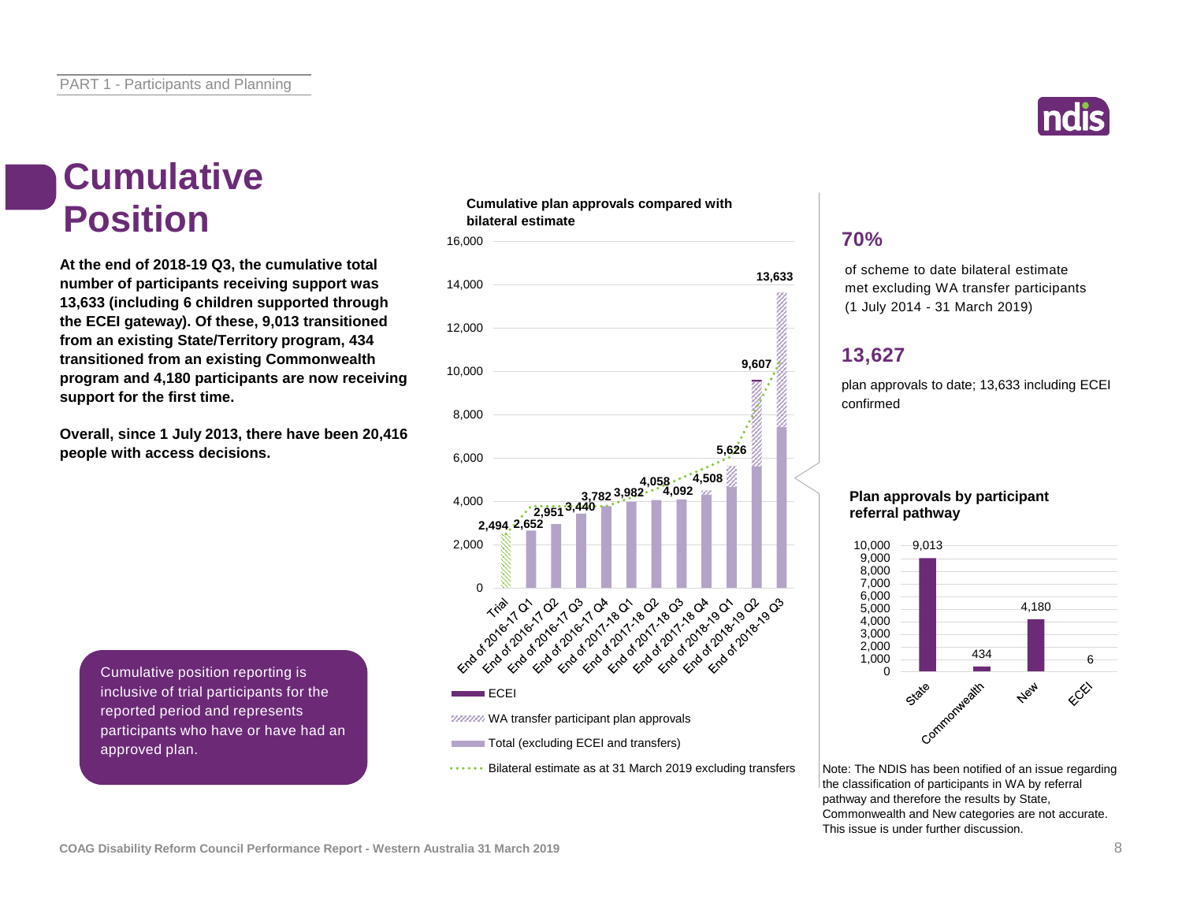PART 1 - Participants and Planning

# Cumulative Position

**At the end of 2018-19 Q3, the cumulative total number of participants receiving support was 13,633 (including 6 children supported through the ECEI gateway). Of these, 9,013 transitioned from an existing State/Territory program, 434 transitioned from an existing Commonwealth program and 4,180 participants are now receiving support for the first time.**

**Overall, since 1 July 2013, there have been 20,416 people with access decisions.**

Cumulative position reporting is inclusive of trial participants for the reported period and represents participants who have or have had an approved plan.

**Cumulative plan approvals compared with bilateral estimate**

| Period | Cumulative plan approvals |
|---|---|
| Trial | 2,494 |
| End of 2016-17 Q1 | 2,652 |
| End of 2016-17 Q2 | 2,951 |
| End of 2016-17 Q3 | 3,440 |
| End of 2016-17 Q4 | 3,782 |
| End of 2017-18 Q1 | 3,982 |
| End of 2017-18 Q2 | 4,058 |
| End of 2017-18 Q3 | 4,092 |
| End of 2017-18 Q4 | 4,508 |
| End of 2018-19 Q1 | 5,626 |
| End of 2018-19 Q2 | 9,607 |
| End of 2018-19 Q3 | 13,633 |

Legend: ECEI; WA transfer participant plan approvals; Total (excluding ECEI and transfers); Bilateral estimate as at 31 March 2019 excluding transfers

## 70%

of scheme to date bilateral estimate met excluding WA transfer participants (1 July 2014 - 31 March 2019)

## 13,627

plan approvals to date; 13,633 including ECEI confirmed

**Plan approvals by participant referral pathway**

| Referral pathway | Plan approvals |
|---|---|
| State | 9,013 |
| Commonwealth | 434 |
| New | 4,180 |
| ECEI | 6 |

Note: The NDIS has been notified of an issue regarding the classification of participants in WA by referral pathway and therefore the results by State, Commonwealth and New categories are not accurate. This issue is under further discussion.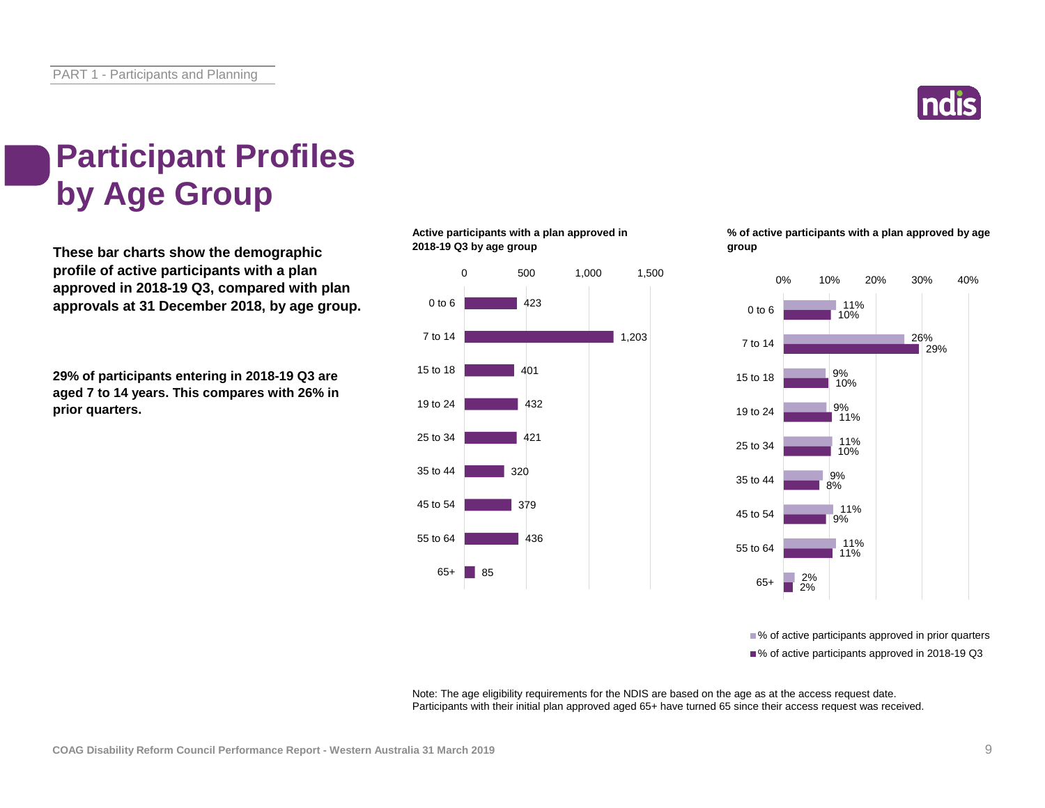PART 1 - Participants and Planning

# Participant Profiles by Age Group

**These bar charts show the demographic profile of active participants with a plan approved in 2018-19 Q3, compared with plan approvals at 31 December 2018, by age group.**

**29% of participants entering in 2018-19 Q3 are aged 7 to 14 years. This compares with 26% in prior quarters.**

**Active participants with a plan approved in 2018-19 Q3 by age group**

| Age group | Active participants |
|---|---|
| 0 to 6 | 423 |
| 7 to 14 | 1,203 |
| 15 to 18 | 401 |
| 19 to 24 | 432 |
| 25 to 34 | 421 |
| 35 to 44 | 320 |
| 45 to 54 | 379 |
| 55 to 64 | 436 |
| 65+ | 85 |

**% of active participants with a plan approved by age group**

| Age group | % of active participants approved in prior quarters | % of active participants approved in 2018-19 Q3 |
|---|---|---|
| 0 to 6 | 11% | 10% |
| 7 to 14 | 26% | 29% |
| 15 to 18 | 9% | 10% |
| 19 to 24 | 9% | 11% |
| 25 to 34 | 11% | 10% |
| 35 to 44 | 9% | 8% |
| 45 to 54 | 11% | 9% |
| 55 to 64 | 11% | 11% |
| 65+ | 2% | 2% |

Note: The age eligibility requirements for the NDIS are based on the age as at the access request date. Participants with their initial plan approved aged 65+ have turned 65 since their access request was received.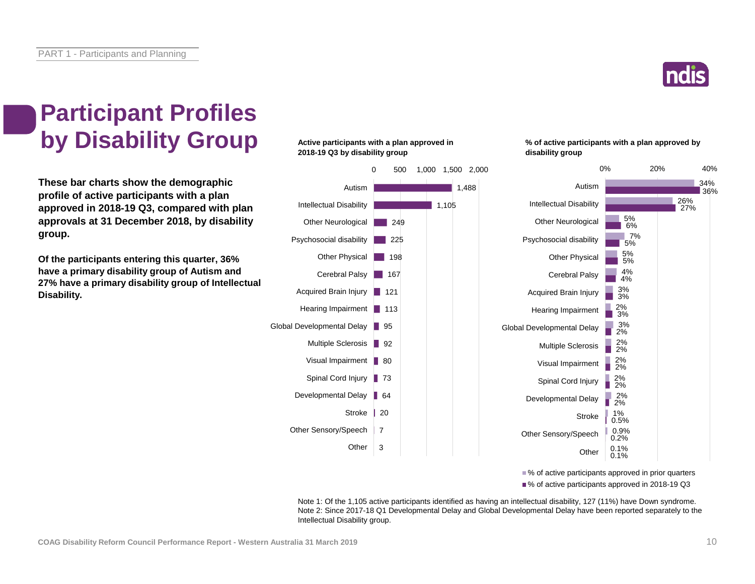# Participant Profiles by Disability Group

**These bar charts show the demographic profile of active participants with a plan approved in 2018-19 Q3, compared with plan approvals at 31 December 2018, by disability group.**

**Of the participants entering this quarter, 36% have a primary disability group of Autism and 27% have a primary disability group of Intellectual Disability.**

**Active participants with a plan approved in 2018-19 Q3 by disability group**

| Disability group | Active participants |
|---|---|
| Autism | 1,488 |
| Intellectual Disability | 1,105 |
| Other Neurological | 249 |
| Psychosocial disability | 225 |
| Other Physical | 198 |
| Cerebral Palsy | 167 |
| Acquired Brain Injury | 121 |
| Hearing Impairment | 113 |
| Global Developmental Delay | 95 |
| Multiple Sclerosis | 92 |
| Visual Impairment | 80 |
| Spinal Cord Injury | 73 |
| Developmental Delay | 64 |
| Stroke | 20 |
| Other Sensory/Speech | 7 |
| Other | 3 |

**% of active participants with a plan approved by disability group**

| Disability group | % of active participants approved in prior quarters | % of active participants approved in 2018-19 Q3 |
|---|---|---|
| Autism | 34% | 36% |
| Intellectual Disability | 26% | 27% |
| Other Neurological | 5% | 6% |
| Psychosocial disability | 7% | 5% |
| Other Physical | 5% | 5% |
| Cerebral Palsy | 4% | 4% |
| Acquired Brain Injury | 3% | 3% |
| Hearing Impairment | 2% | 3% |
| Global Developmental Delay | 3% | 2% |
| Multiple Sclerosis | 2% | 2% |
| Visual Impairment | 2% | 2% |
| Spinal Cord Injury | 2% | 2% |
| Developmental Delay | 2% | 2% |
| Stroke | 1% | 0.5% |
| Other Sensory/Speech | 0.9% | 0.2% |
| Other | 0.1% | 0.1% |

Note 1: Of the 1,105 active participants identified as having an intellectual disability, 127 (11%) have Down syndrome.
Note 2: Since 2017-18 Q1 Developmental Delay and Global Developmental Delay have been reported separately to the Intellectual Disability group.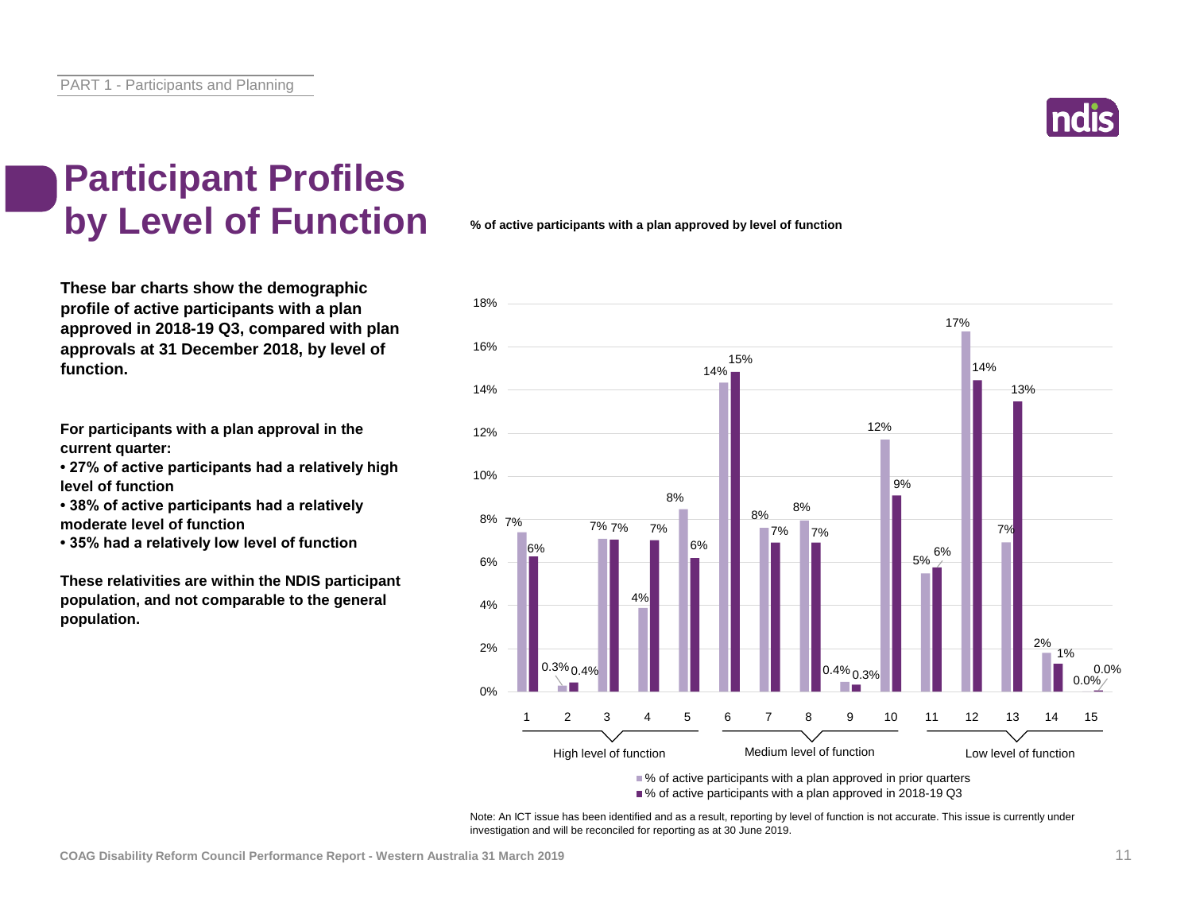# Participant Profiles by Level of Function

**These bar charts show the demographic profile of active participants with a plan approved in 2018-19 Q3, compared with plan approvals at 31 December 2018, by level of function.**

**For participants with a plan approval in the current quarter:**

- **27% of active participants had a relatively high level of function**
- **38% of active participants had a relatively moderate level of function**
- **35% had a relatively low level of function**

**These relativities are within the NDIS participant population, and not comparable to the general population.**

**% of active participants with a plan approved by level of function**

| Level of function | Group | % of active participants with a plan approved in prior quarters | % of active participants with a plan approved in 2018-19 Q3 |
|---|---|---|---|
| 1 | High level of function | 7% | 6% |
| 2 | High level of function | 0.3% | 0.4% |
| 3 | High level of function | 7% | 7% |
| 4 | High level of function | 4% | 7% |
| 5 | High level of function | 8% | 6% |
| 6 | Medium level of function | 14% | 15% |
| 7 | Medium level of function | 8% | 7% |
| 8 | Medium level of function | 8% | 7% |
| 9 | Medium level of function | 0.4% | 0.3% |
| 10 | Medium level of function | 12% | 9% |
| 11 | Low level of function | 5% | 6% |
| 12 | Low level of function | 17% | 14% |
| 13 | Low level of function | 7% | 13% |
| 14 | Low level of function | 2% | 1% |
| 15 | Low level of function | 0.0% | 0.0% |

Note: An ICT issue has been identified and as a result, reporting by level of function is not accurate. This issue is currently under investigation and will be reconciled for reporting as at 30 June 2019.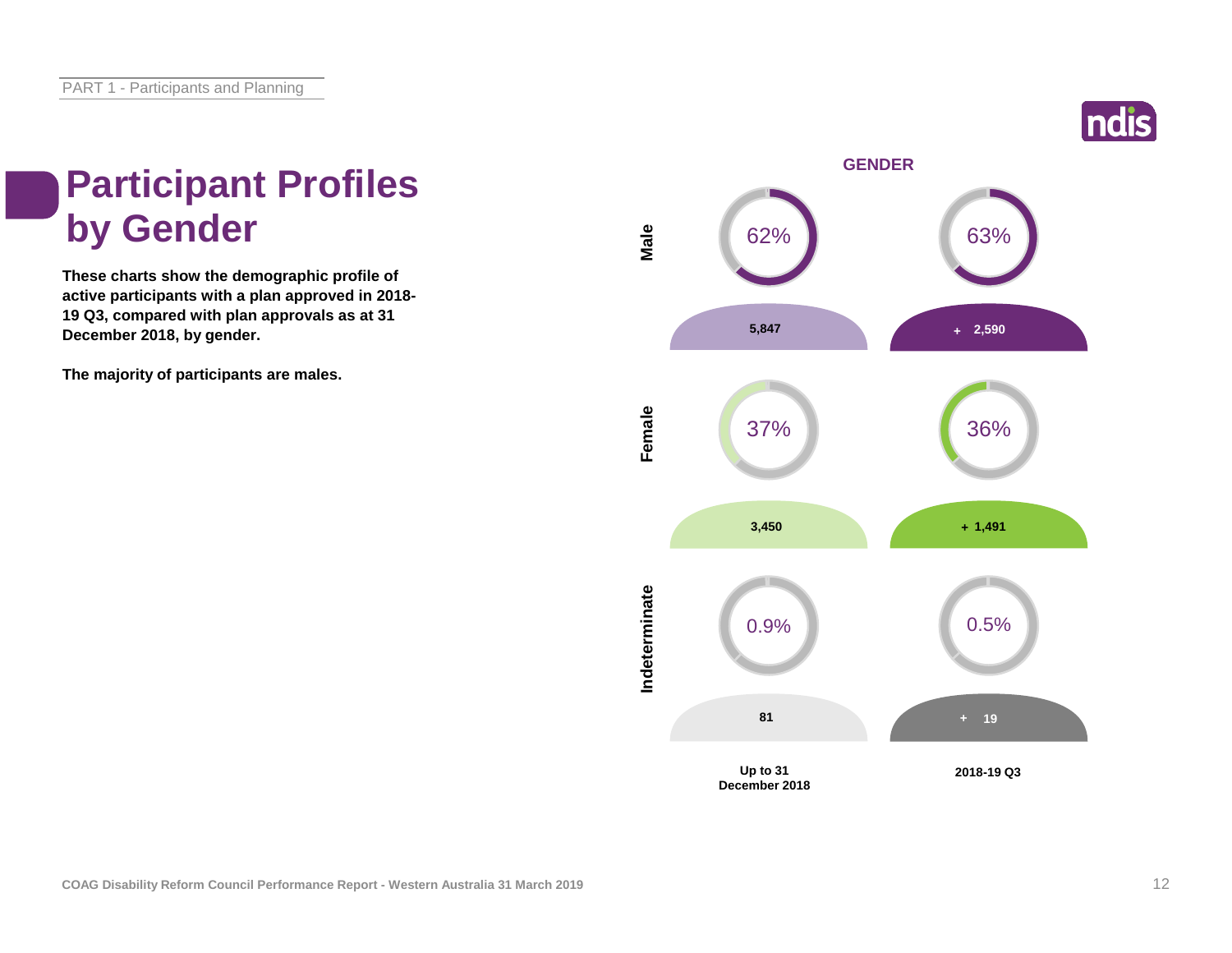# Participant Profiles by Gender

**These charts show the demographic profile of active participants with a plan approved in 2018-19 Q3, compared with plan approvals as at 31 December 2018, by gender.**

**The majority of participants are males.**

**GENDER**

| | Up to 31 December 2018 | | 2018-19 Q3 | |
|---|---|---|---|---|
| | % | Number | % | Number |
| Male | 62% | 5,847 | 63% | + 2,590 |
| Female | 37% | 3,450 | 36% | + 1,491 |
| Indeterminate | 0.9% | 81 | 0.5% | + 19 |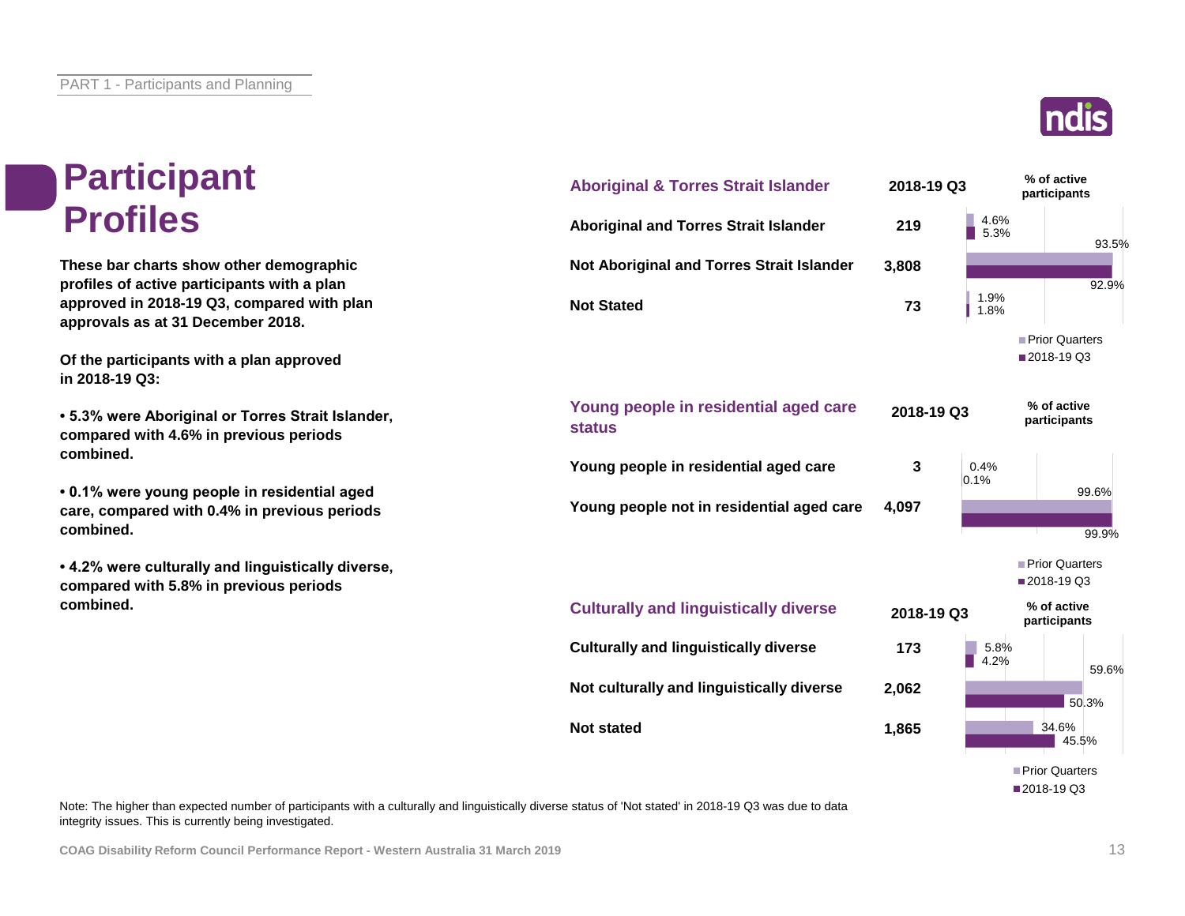# Participant Profiles

**These bar charts show other demographic profiles of active participants with a plan approved in 2018-19 Q3, compared with plan approvals as at 31 December 2018.**

**Of the participants with a plan approved in 2018-19 Q3:**

- **5.3% were Aboriginal or Torres Strait Islander, compared with 4.6% in previous periods combined.**
- **0.1% were young people in residential aged care, compared with 0.4% in previous periods combined.**
- **4.2% were culturally and linguistically diverse, compared with 5.8% in previous periods combined.**

| Aboriginal & Torres Strait Islander | 2018-19 Q3 | % of active participants – Prior Quarters | % of active participants – 2018-19 Q3 |
|---|---|---|---|
| Aboriginal and Torres Strait Islander | 219 | 4.6% | 5.3% |
| Not Aboriginal and Torres Strait Islander | 3,808 | 93.5% | 92.9% |
| Not Stated | 73 | 1.9% | 1.8% |

| Young people in residential aged care status | 2018-19 Q3 | % of active participants – Prior Quarters | % of active participants – 2018-19 Q3 |
|---|---|---|---|
| Young people in residential aged care | 3 | 0.4% | 0.1% |
| Young people not in residential aged care | 4,097 | 99.6% | 99.9% |

| Culturally and linguistically diverse | 2018-19 Q3 | % of active participants – Prior Quarters | % of active participants – 2018-19 Q3 |
|---|---|---|---|
| Culturally and linguistically diverse | 173 | 5.8% | 4.2% |
| Not culturally and linguistically diverse | 2,062 | 59.6% | 50.3% |
| Not stated | 1,865 | 34.6% | 45.5% |

Note: The higher than expected number of participants with a culturally and linguistically diverse status of 'Not stated' in 2018-19 Q3 was due to data integrity issues. This is currently being investigated.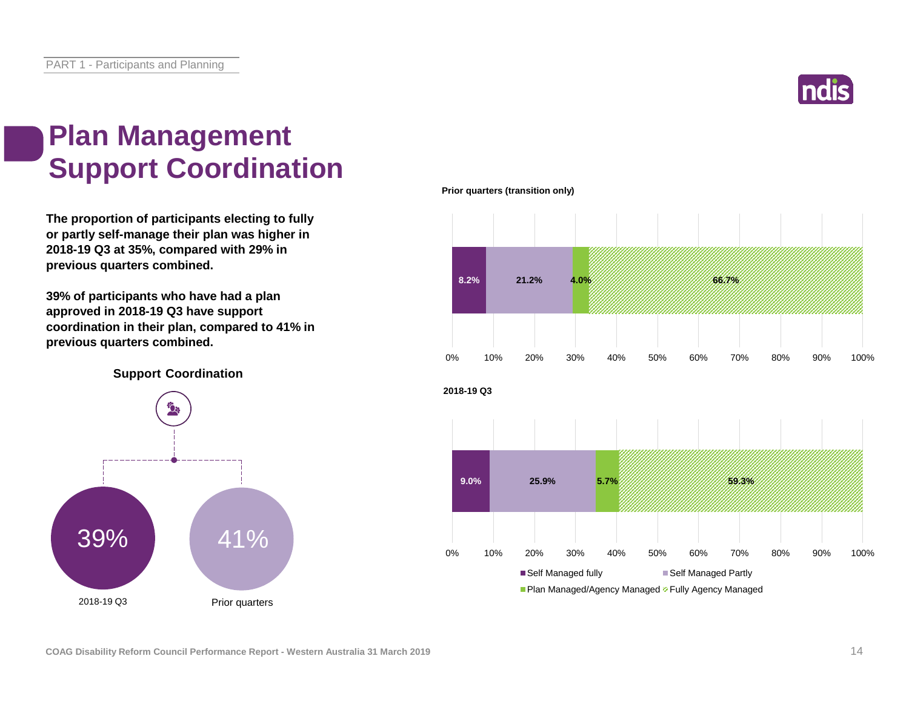# Plan Management Support Coordination

**The proportion of participants electing to fully or partly self-manage their plan was higher in 2018-19 Q3 at 35%, compared with 29% in previous quarters combined.**

**39% of participants who have had a plan approved in 2018-19 Q3 have support coordination in their plan, compared to 41% in previous quarters combined.**

**Support Coordination**

| | 2018-19 Q3 | Prior quarters |
|---|---|---|
| Support Coordination | 39% | 41% |

**Prior quarters (transition only)**

| Self Managed fully | Self Managed Partly | Plan Managed/Agency Managed | Fully Agency Managed |
|---|---|---|---|
| 8.2% | 21.2% | 4.0% | 66.7% |

**2018-19 Q3**

| Self Managed fully | Self Managed Partly | Plan Managed/Agency Managed | Fully Agency Managed |
|---|---|---|---|
| 9.0% | 25.9% | 5.7% | 59.3% |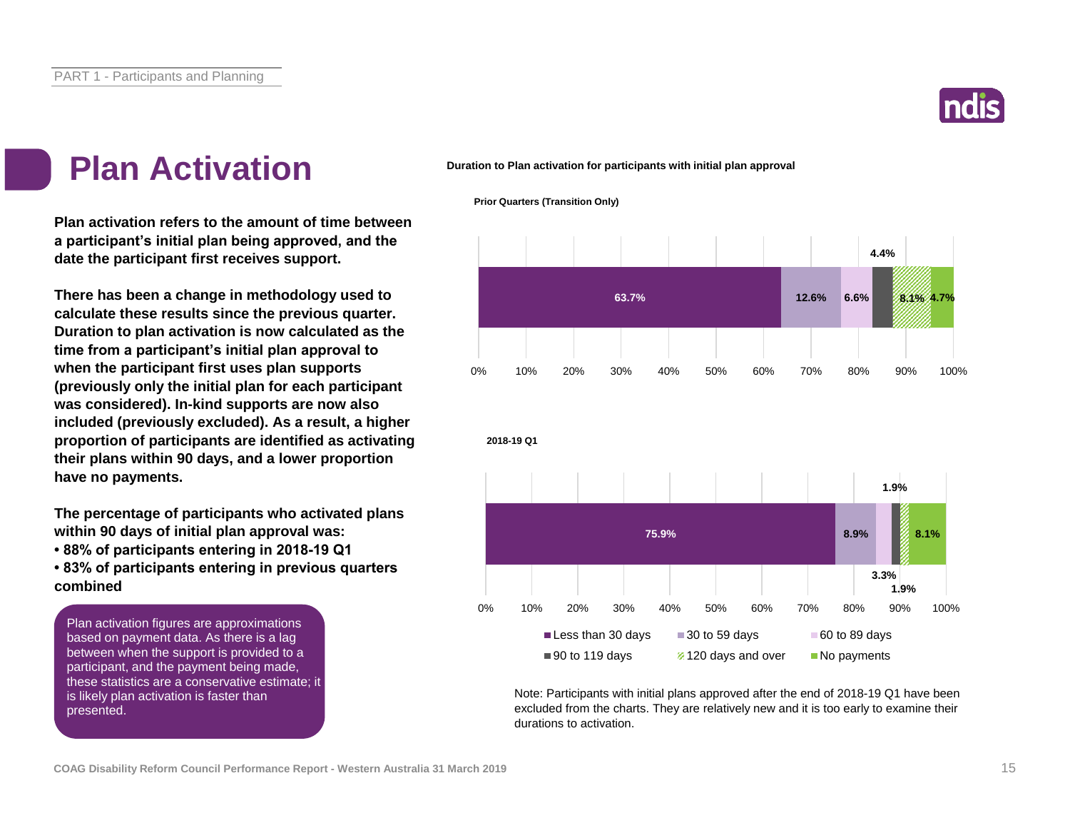PART 1 - Participants and Planning

# Plan Activation

**Plan activation refers to the amount of time between a participant's initial plan being approved, and the date the participant first receives support.**

**There has been a change in methodology used to calculate these results since the previous quarter. Duration to plan activation is now calculated as the time from a participant's initial plan approval to when the participant first uses plan supports (previously only the initial plan for each participant was considered). In-kind supports are now also included (previously excluded). As a result, a higher proportion of participants are identified as activating their plans within 90 days, and a lower proportion have no payments.**

**The percentage of participants who activated plans within 90 days of initial plan approval was:**

- **88% of participants entering in 2018-19 Q1**
- **83% of participants entering in previous quarters combined**

> Plan activation figures are approximations based on payment data. As there is a lag between when the support is provided to a participant, and the payment being made, these statistics are a conservative estimate; it is likely plan activation is faster than presented.

**Duration to Plan activation for participants with initial plan approval**

**Prior Quarters (Transition Only)**

| Less than 30 days | 30 to 59 days | 60 to 89 days | 90 to 119 days | 120 days and over | No payments |
|---|---|---|---|---|---|
| 63.7% | 12.6% | 6.6% | 4.4% | 8.1% | 4.7% |

**2018-19 Q1**

| Less than 30 days | 30 to 59 days | 60 to 89 days | 90 to 119 days | 120 days and over | No payments |
|---|---|---|---|---|---|
| 75.9% | 8.9% | 3.3% | 1.9% | 1.9% | 8.1% |

Note: Participants with initial plans approved after the end of 2018-19 Q1 have been excluded from the charts. They are relatively new and it is too early to examine their durations to activation.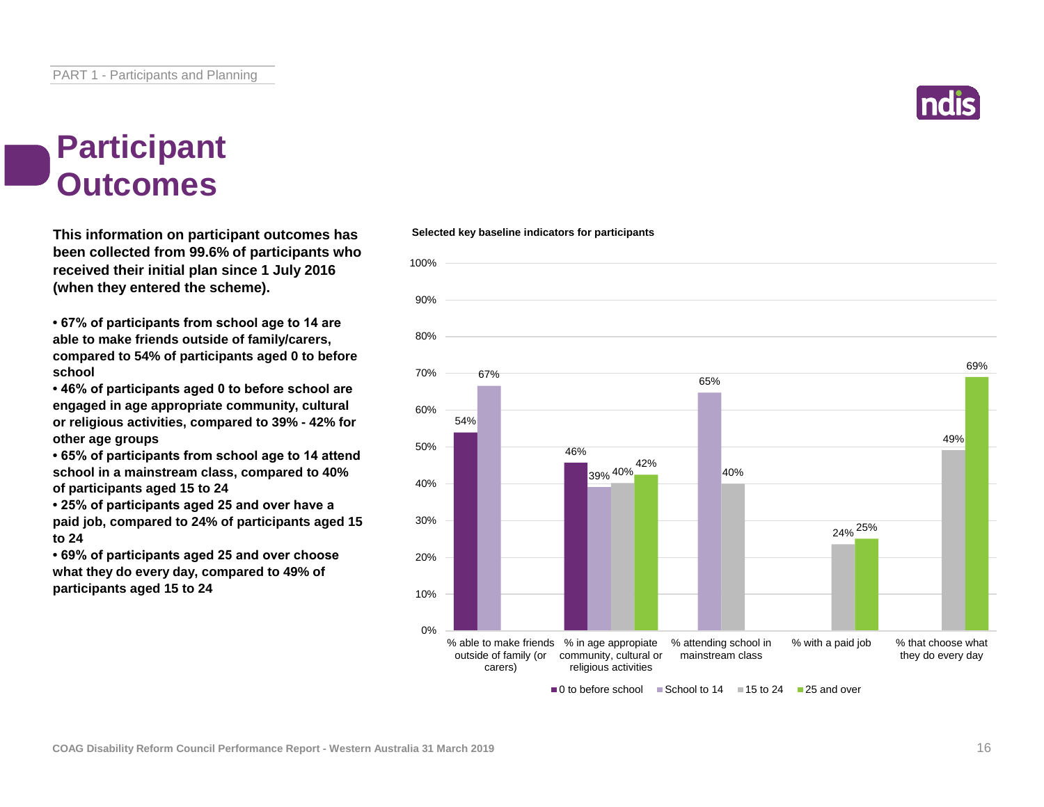# Participant Outcomes

**This information on participant outcomes has been collected from 99.6% of participants who received their initial plan since 1 July 2016 (when they entered the scheme).**

- **67% of participants from school age to 14 are able to make friends outside of family/carers, compared to 54% of participants aged 0 to before school**
- **46% of participants aged 0 to before school are engaged in age appropriate community, cultural or religious activities, compared to 39% - 42% for other age groups**
- **65% of participants from school age to 14 attend school in a mainstream class, compared to 40% of participants aged 15 to 24**
- **25% of participants aged 25 and over have a paid job, compared to 24% of participants aged 15 to 24**
- **69% of participants aged 25 and over choose what they do every day, compared to 49% of participants aged 15 to 24**

**Selected key baseline indicators for participants**

| | 0 to before school | School to 14 | 15 to 24 | 25 and over |
|---|---|---|---|---|
| % able to make friends outside of family (or carers) | 54% | 67% | | |
| % in age appropriate community, cultural or religious activities | 46% | 39% | 40% | 42% |
| % attending school in mainstream class | | 65% | 40% | |
| % with a paid job | | | 24% | 25% |
| % that choose what they do every day | | | 49% | 69% |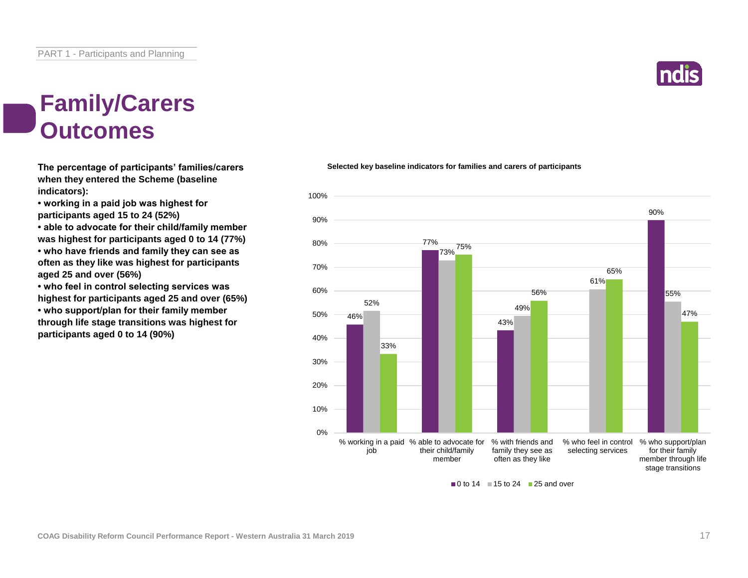# Family/Carers Outcomes

**The percentage of participants' families/carers when they entered the Scheme (baseline indicators):**

- **working in a paid job was highest for participants aged 15 to 24 (52%)**
- **able to advocate for their child/family member was highest for participants aged 0 to 14 (77%)**
- **who have friends and family they can see as often as they like was highest for participants aged 25 and over (56%)**
- **who feel in control selecting services was highest for participants aged 25 and over (65%)**
- **who support/plan for their family member through life stage transitions was highest for participants aged 0 to 14 (90%)**

**Selected key baseline indicators for families and carers of participants**

| Indicator | 0 to 14 | 15 to 24 | 25 and over |
|---|---|---|---|
| % working in a paid job | 46% | 52% | 33% |
| % able to advocate for their child/family member | 77% | 73% | 75% |
| % with friends and family they see as often as they like | 43% | 49% | 56% |
| % who feel in control selecting services | | 61% | 65% |
| % who support/plan for their family member through life stage transitions | 90% | 55% | 47% |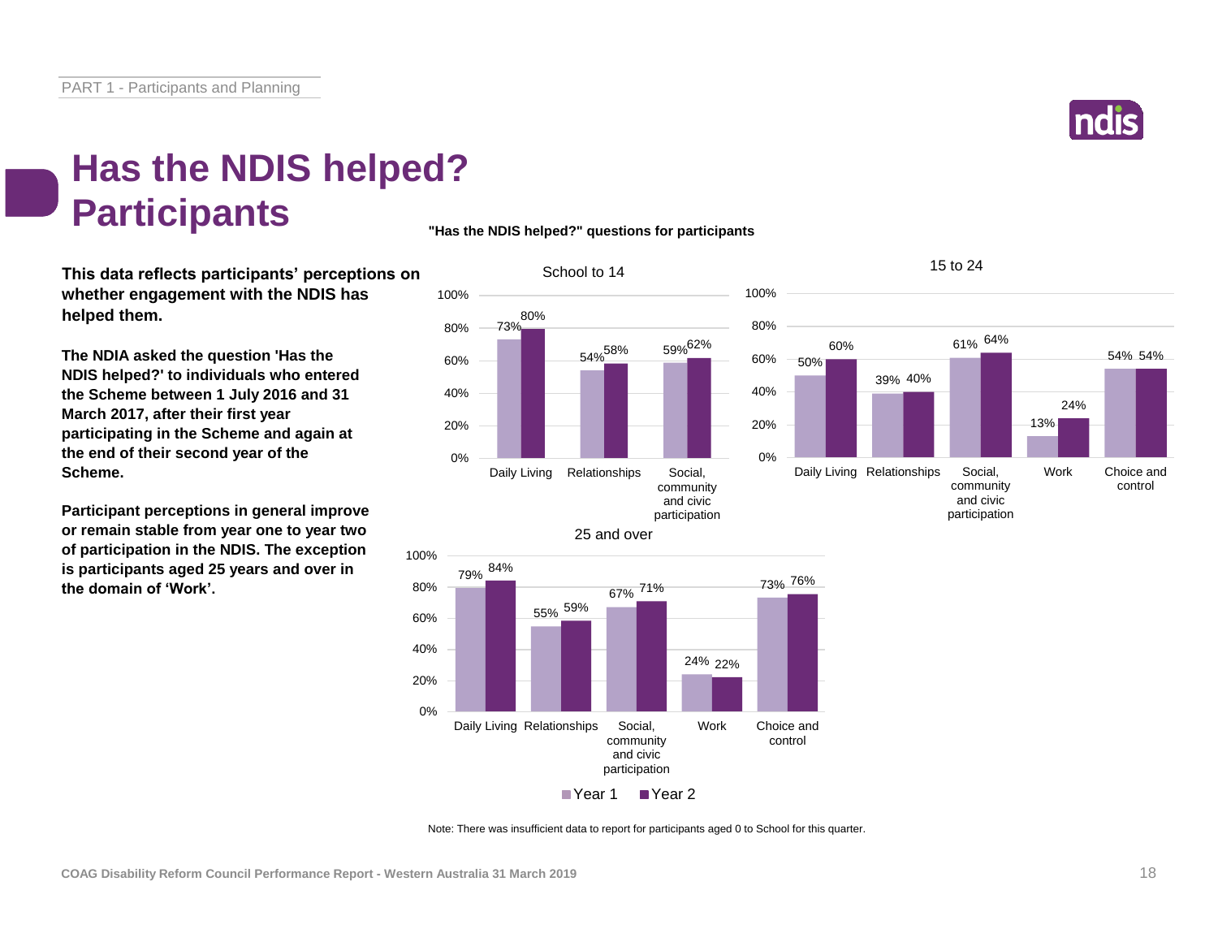# Has the NDIS helped? Participants

**This data reflects participants' perceptions on whether engagement with the NDIS has helped them.**

**The NDIA asked the question 'Has the NDIS helped?' to individuals who entered the Scheme between 1 July 2016 and 31 March 2017, after their first year participating in the Scheme and again at the end of their second year of the Scheme.**

**Participant perceptions in general improve or remain stable from year one to year two of participation in the NDIS. The exception is participants aged 25 years and over in the domain of 'Work'.**

**"Has the NDIS helped?" questions for participants**

School to 14

| Domain | Year 1 | Year 2 |
|---|---|---|
| Daily Living | 73% | 80% |
| Relationships | 54% | 58% |
| Social, community and civic participation | 59% | 62% |

15 to 24

| Domain | Year 1 | Year 2 |
|---|---|---|
| Daily Living | 50% | 60% |
| Relationships | 39% | 40% |
| Social, community and civic participation | 61% | 64% |
| Work | 13% | 24% |
| Choice and control | 54% | 54% |

25 and over

| Domain | Year 1 | Year 2 |
|---|---|---|
| Daily Living | 79% | 84% |
| Relationships | 55% | 59% |
| Social, community and civic participation | 67% | 71% |
| Work | 24% | 22% |
| Choice and control | 73% | 76% |

Note: There was insufficient data to report for participants aged 0 to School for this quarter.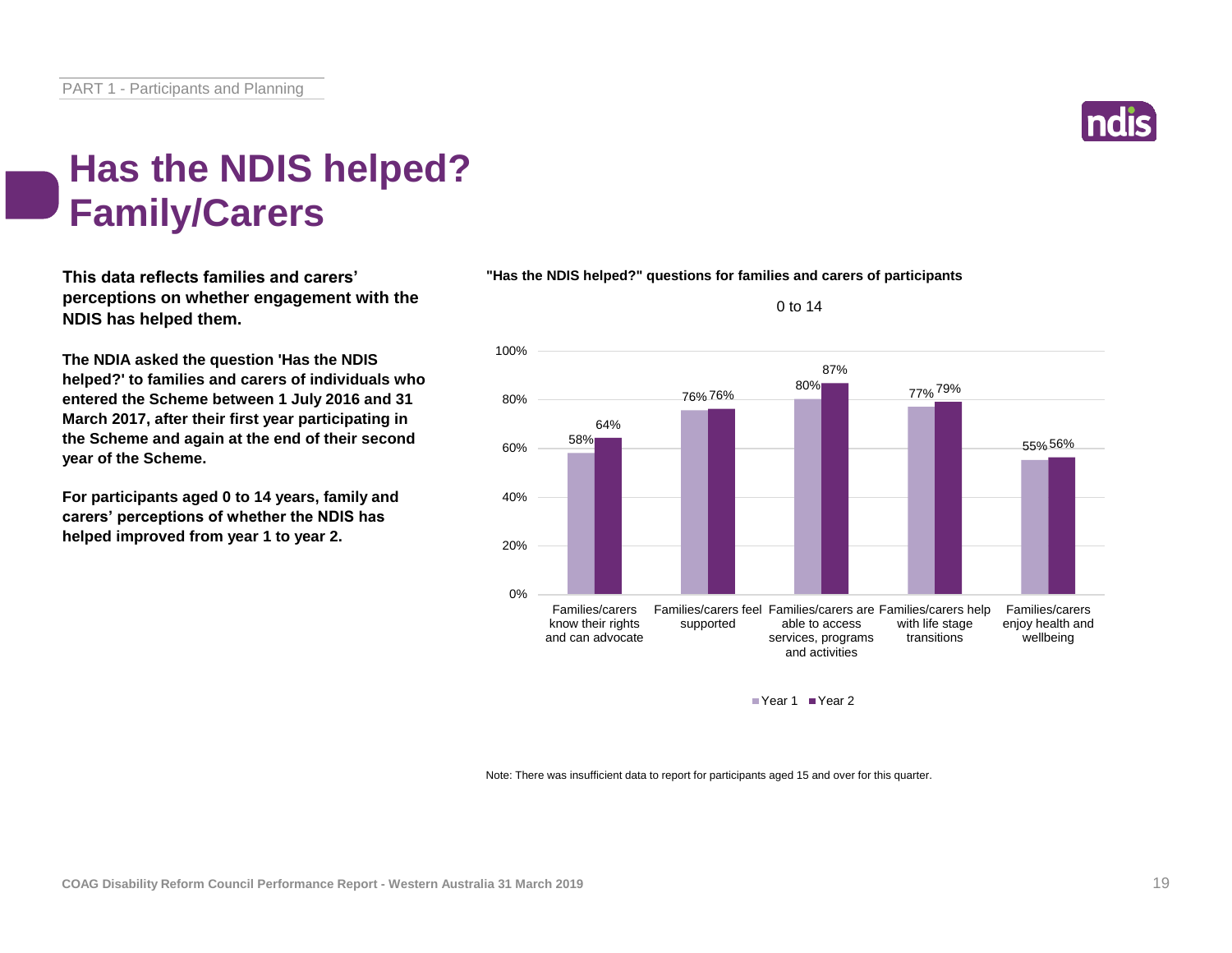# Has the NDIS helped? Family/Carers

**This data reflects families and carers' perceptions on whether engagement with the NDIS has helped them.**

**The NDIA asked the question 'Has the NDIS helped?' to families and carers of individuals who entered the Scheme between 1 July 2016 and 31 March 2017, after their first year participating in the Scheme and again at the end of their second year of the Scheme.**

**For participants aged 0 to 14 years, family and carers' perceptions of whether the NDIS has helped improved from year 1 to year 2.**

**"Has the NDIS helped?" questions for families and carers of participants**

0 to 14

| | Year 1 | Year 2 |
|---|---|---|
| Families/carers know their rights and can advocate | 58% | 64% |
| Families/carers feel supported | 76% | 76% |
| Families/carers are able to access services, programs and activities | 80% | 87% |
| Families/carers help with life stage transitions | 77% | 79% |
| Families/carers enjoy health and wellbeing | 55% | 56% |

Note: There was insufficient data to report for participants aged 15 and over for this quarter.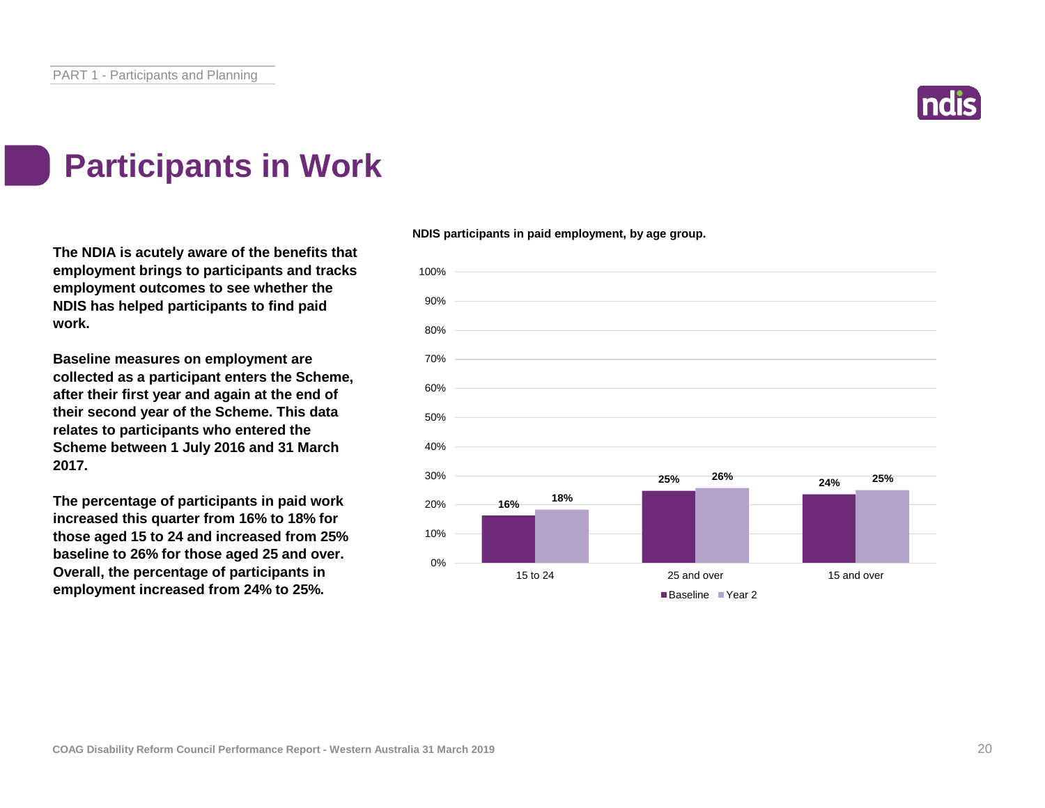# Participants in Work

**The NDIA is acutely aware of the benefits that employment brings to participants and tracks employment outcomes to see whether the NDIS has helped participants to find paid work.**

**Baseline measures on employment are collected as a participant enters the Scheme, after their first year and again at the end of their second year of the Scheme. This data relates to participants who entered the Scheme between 1 July 2016 and 31 March 2017.**

**The percentage of participants in paid work increased this quarter from 16% to 18% for those aged 15 to 24 and increased from 25% baseline to 26% for those aged 25 and over. Overall, the percentage of participants in employment increased from 24% to 25%.**

**NDIS participants in paid employment, by age group.**

| Age group | Baseline | Year 2 |
| --- | --- | --- |
| 15 to 24 | 16% | 18% |
| 25 and over | 25% | 26% |
| 15 and over | 24% | 25% |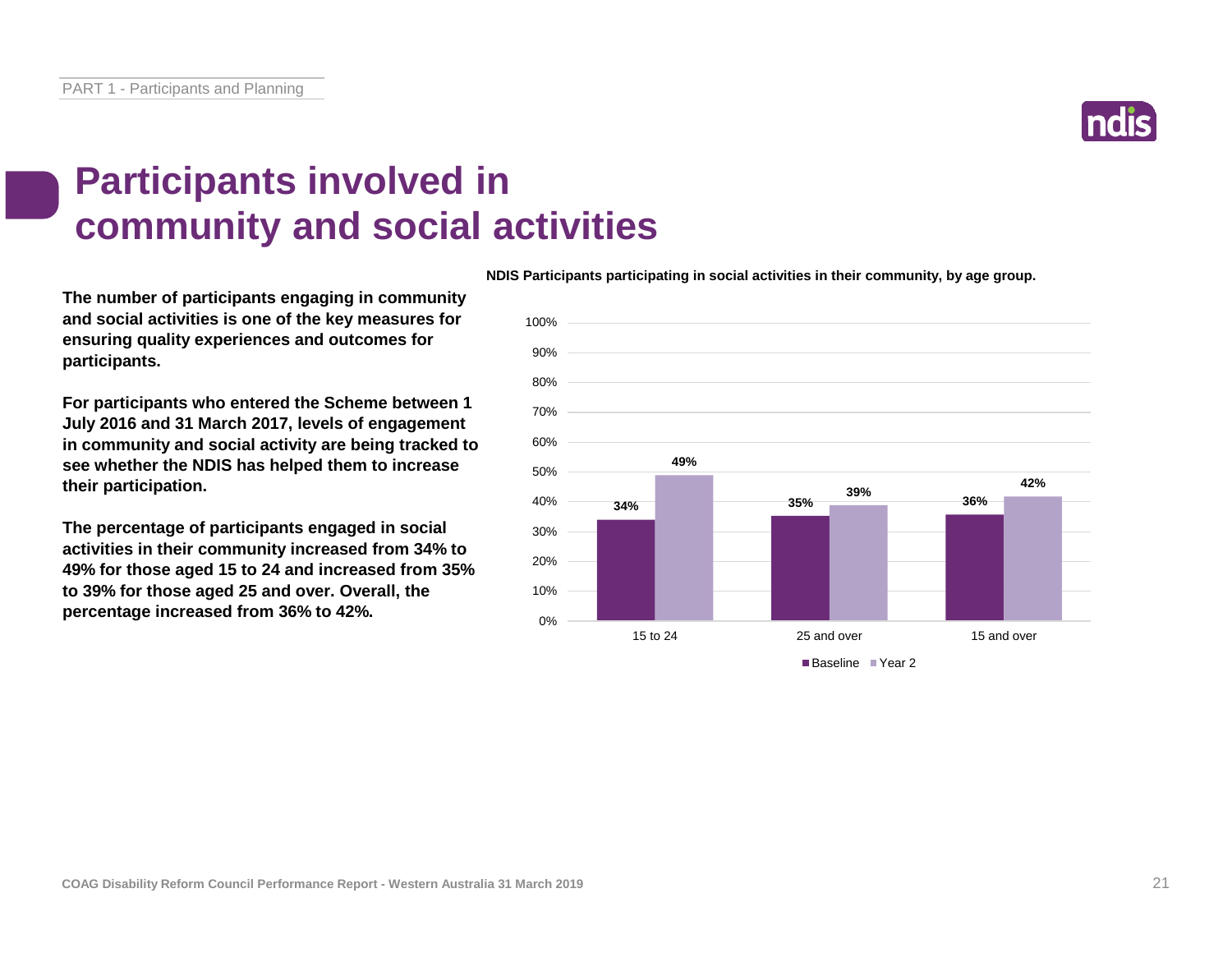# Participants involved in community and social activities

**The number of participants engaging in community and social activities is one of the key measures for ensuring quality experiences and outcomes for participants.**

**For participants who entered the Scheme between 1 July 2016 and 31 March 2017, levels of engagement in community and social activity are being tracked to see whether the NDIS has helped them to increase their participation.**

**The percentage of participants engaged in social activities in their community increased from 34% to 49% for those aged 15 to 24 and increased from 35% to 39% for those aged 25 and over. Overall, the percentage increased from 36% to 42%.**

**NDIS Participants participating in social activities in their community, by age group.**

| Age group | Baseline | Year 2 |
|---|---|---|
| 15 to 24 | 34% | 49% |
| 25 and over | 35% | 39% |
| 15 and over | 36% | 42% |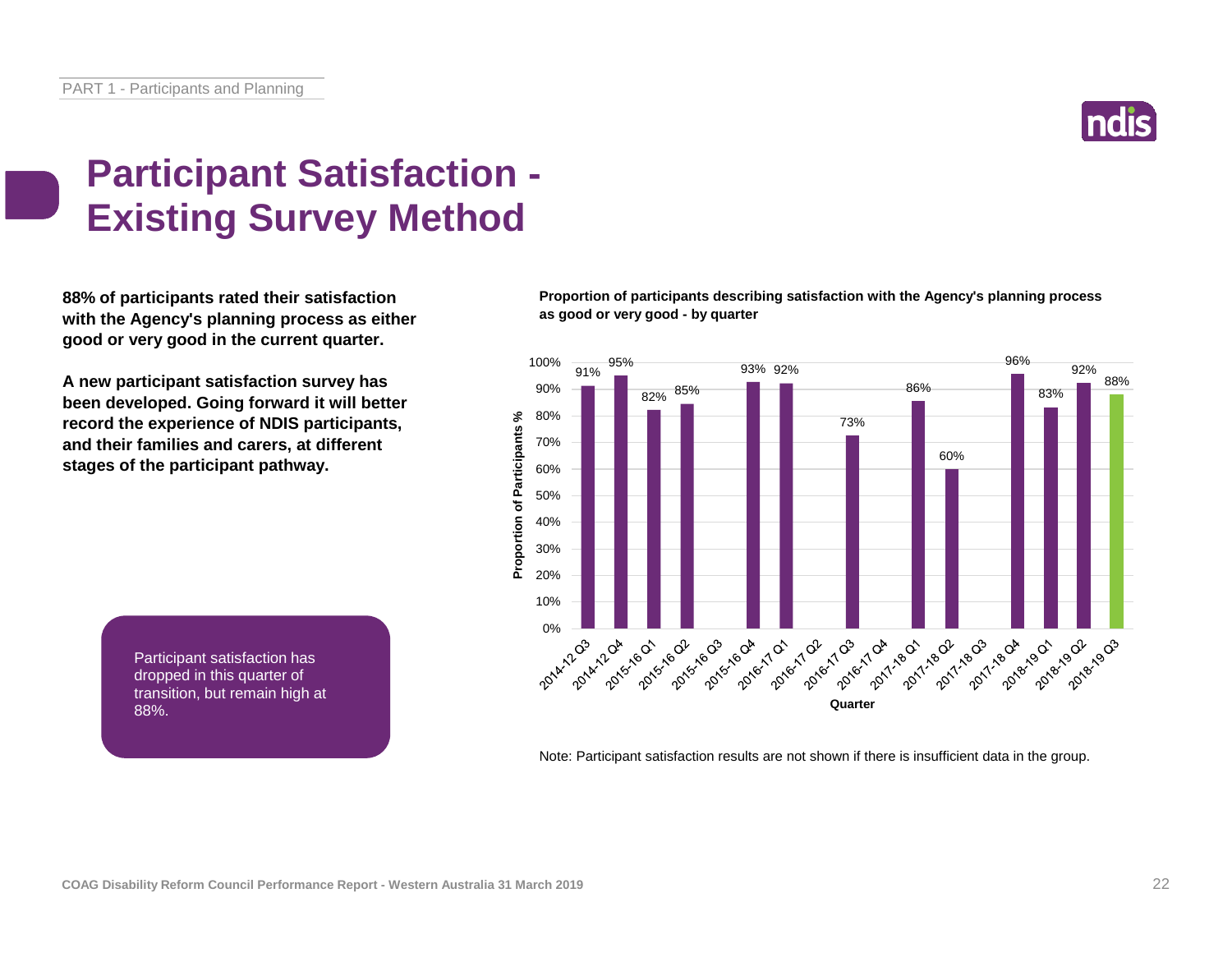# Participant Satisfaction - Existing Survey Method

**88% of participants rated their satisfaction with the Agency's planning process as either good or very good in the current quarter.**

**A new participant satisfaction survey has been developed. Going forward it will better record the experience of NDIS participants, and their families and carers, at different stages of the participant pathway.**

Participant satisfaction has dropped in this quarter of transition, but remain high at 88%.

**Proportion of participants describing satisfaction with the Agency's planning process as good or very good - by quarter**

| Quarter | Proportion of Participants % |
|---|---|
| 2014-12 Q3 | 91% |
| 2014-12 Q4 | 95% |
| 2015-16 Q1 | 82% |
| 2015-16 Q2 | 85% |
| 2015-16 Q3 | |
| 2015-16 Q4 | 93% |
| 2016-17 Q1 | 92% |
| 2016-17 Q2 | |
| 2016-17 Q3 | 73% |
| 2016-17 Q4 | |
| 2017-18 Q1 | 86% |
| 2017-18 Q2 | 60% |
| 2017-18 Q3 | |
| 2017-18 Q4 | 96% |
| 2018-19 Q1 | 83% |
| 2018-19 Q2 | 92% |
| 2018-19 Q3 | 88% |

Note: Participant satisfaction results are not shown if there is insufficient data in the group.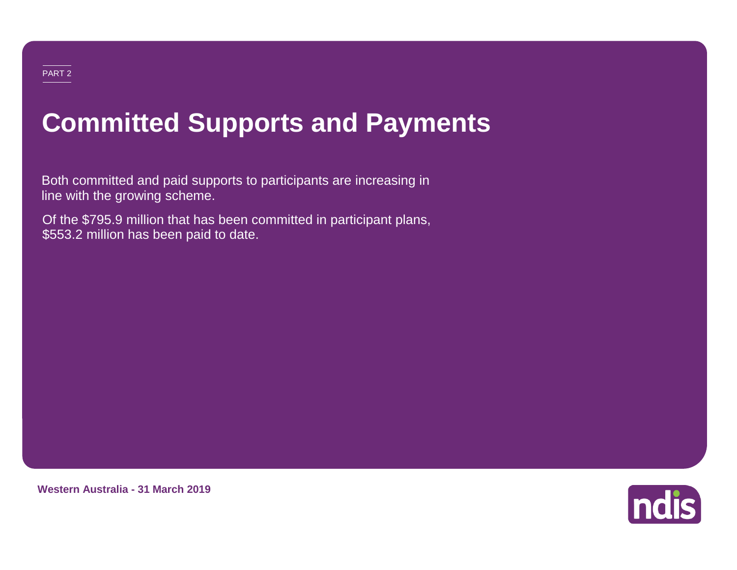PART 2

# Committed Supports and Payments

Both committed and paid supports to participants are increasing in line with the growing scheme.

Of the $795.9 million that has been committed in participant plans, $553.2 million has been paid to date.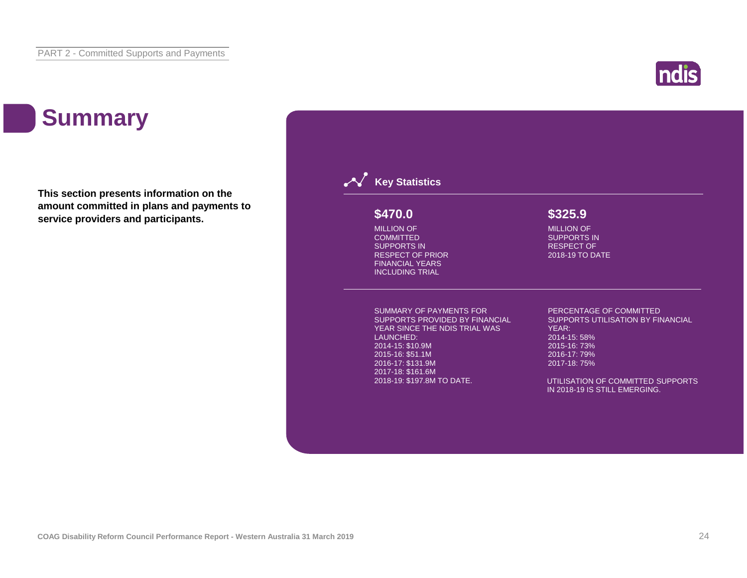# Summary

**This section presents information on the amount committed in plans and payments to service providers and participants.**

## Key Statistics

**$470.0**

MILLION OF COMMITTED SUPPORTS IN RESPECT OF PRIOR FINANCIAL YEARS INCLUDING TRIAL

**$325.9**

MILLION OF SUPPORTS IN RESPECT OF 2018-19 TO DATE

SUMMARY OF PAYMENTS FOR SUPPORTS PROVIDED BY FINANCIAL YEAR SINCE THE NDIS TRIAL WAS LAUNCHED:
2014-15: $10.9M
2015-16: $51.1M
2016-17: $131.9M
2017-18: $161.6M
2018-19: $197.8M TO DATE.

PERCENTAGE OF COMMITTED SUPPORTS UTILISATION BY FINANCIAL YEAR:
2014-15: 58%
2015-16: 73%
2016-17: 79%
2017-18: 75%

UTILISATION OF COMMITTED SUPPORTS IN 2018-19 IS STILL EMERGING.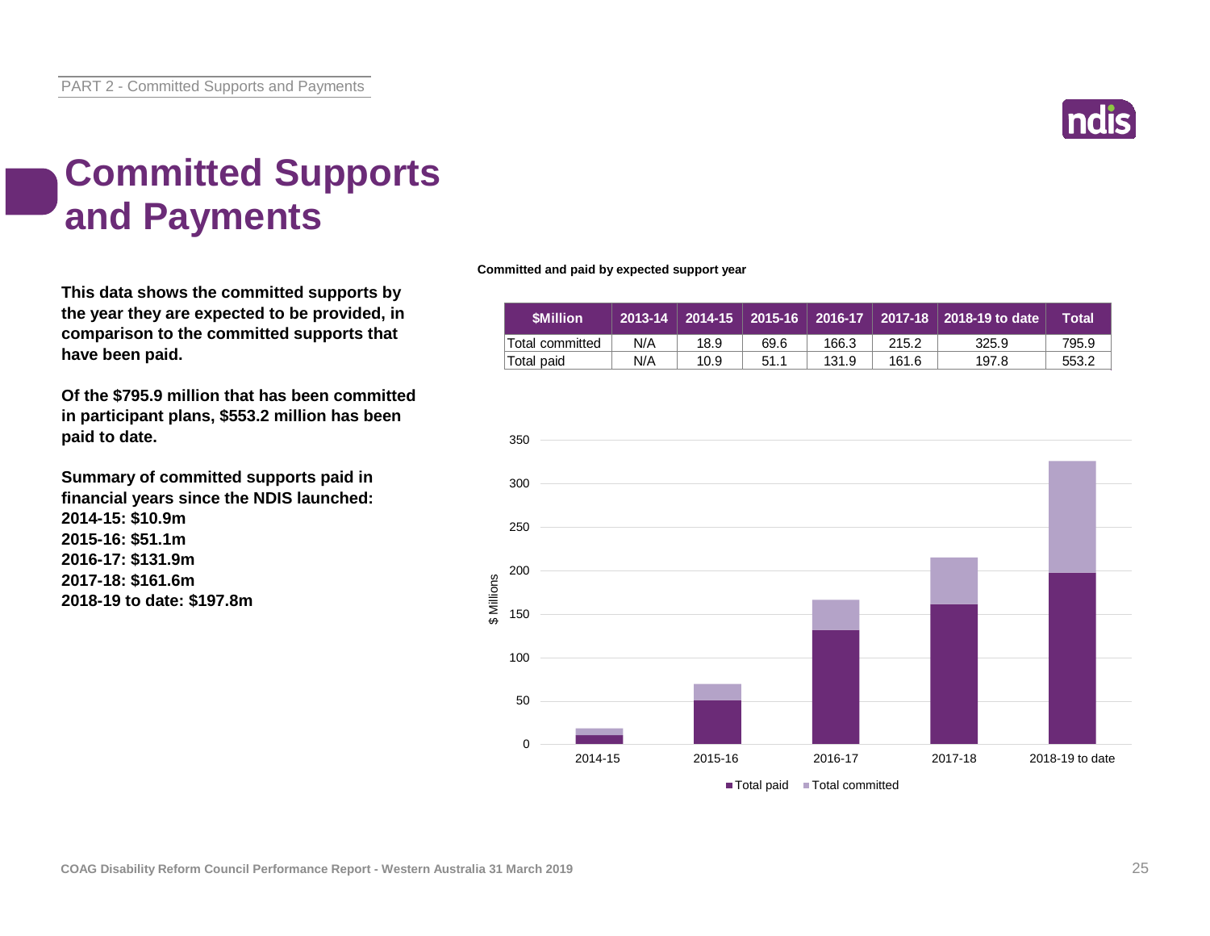# Committed Supports and Payments

**This data shows the committed supports by the year they are expected to be provided, in comparison to the committed supports that have been paid.**

**Of the $795.9 million that has been committed in participant plans, $553.2 million has been paid to date.**

**Summary of committed supports paid in financial years since the NDIS launched:**
**2014-15: $10.9m**
**2015-16: $51.1m**
**2016-17: $131.9m**
**2017-18: $161.6m**
**2018-19 to date: $197.8m**

**Committed and paid by expected support year**

| $Million | 2013-14 | 2014-15 | 2015-16 | 2016-17 | 2017-18 | 2018-19 to date | Total |
|---|---|---|---|---|---|---|---|
| Total committed | N/A | 18.9 | 69.6 | 166.3 | 215.2 | 325.9 | 795.9 |
| Total paid | N/A | 10.9 | 51.1 | 131.9 | 161.6 | 197.8 | 553.2 |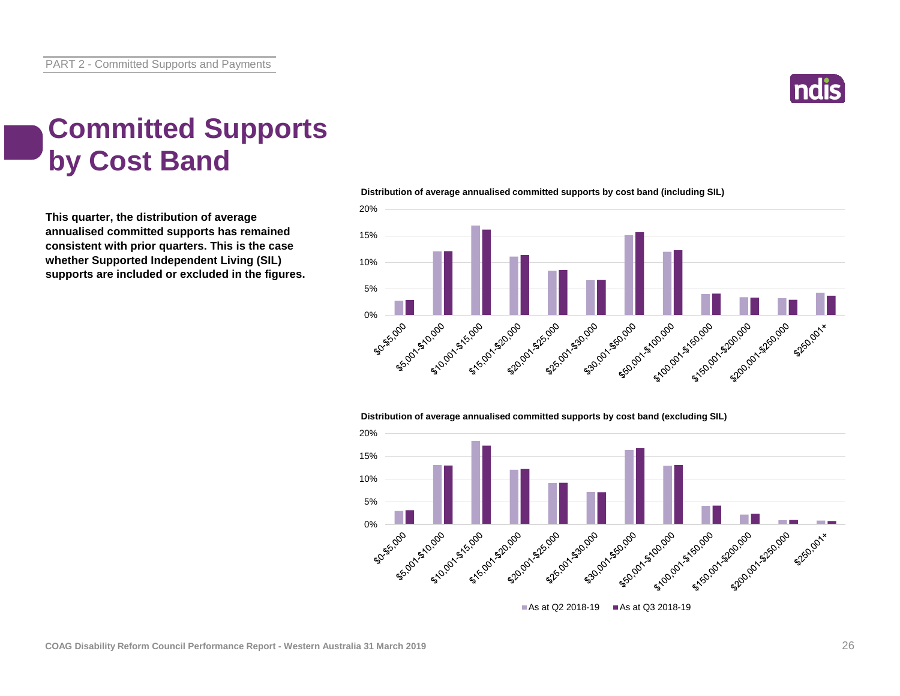# Committed Supports by Cost Band

**This quarter, the distribution of average annualised committed supports has remained consistent with prior quarters. This is the case whether Supported Independent Living (SIL) supports are included or excluded in the figures.**

**Distribution of average annualised committed supports by cost band (including SIL)**

**Distribution of average annualised committed supports by cost band (excluding SIL)**

As at Q2 2018-19 | As at Q3 2018-19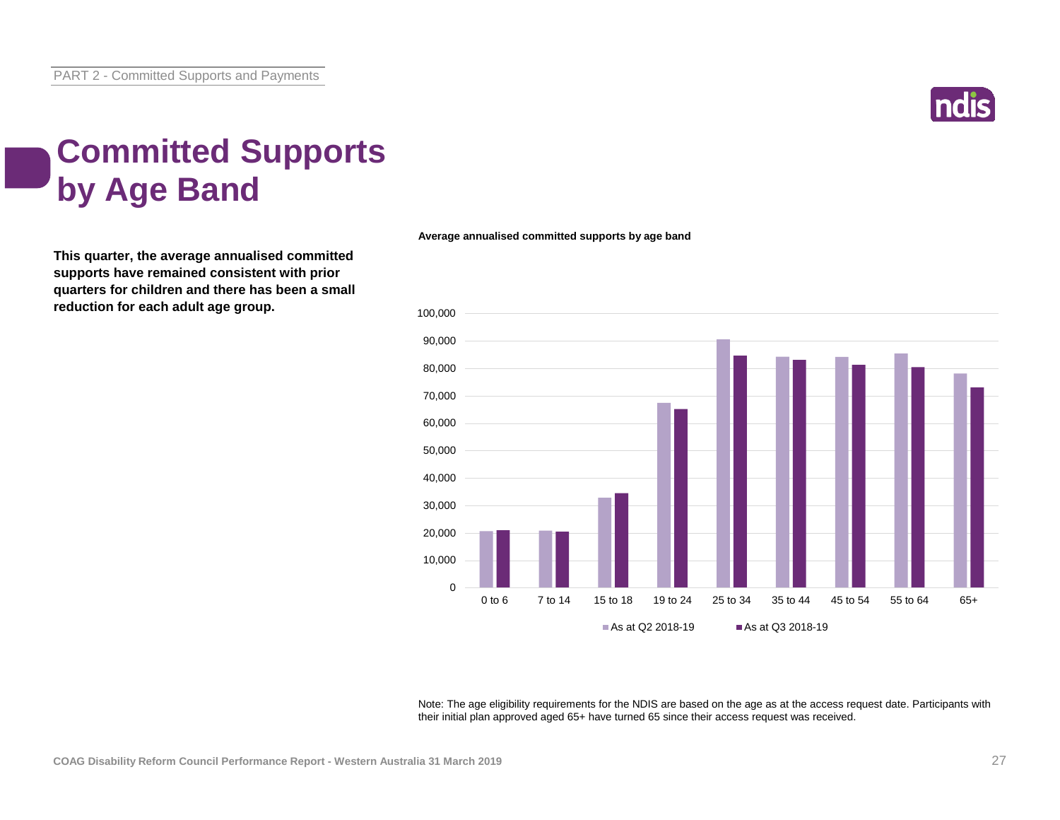# Committed Supports by Age Band

**This quarter, the average annualised committed supports have remained consistent with prior quarters for children and there has been a small reduction for each adult age group.**

**Average annualised committed supports by age band**

Note: The age eligibility requirements for the NDIS are based on the age as at the access request date. Participants with their initial plan approved aged 65+ have turned 65 since their access request was received.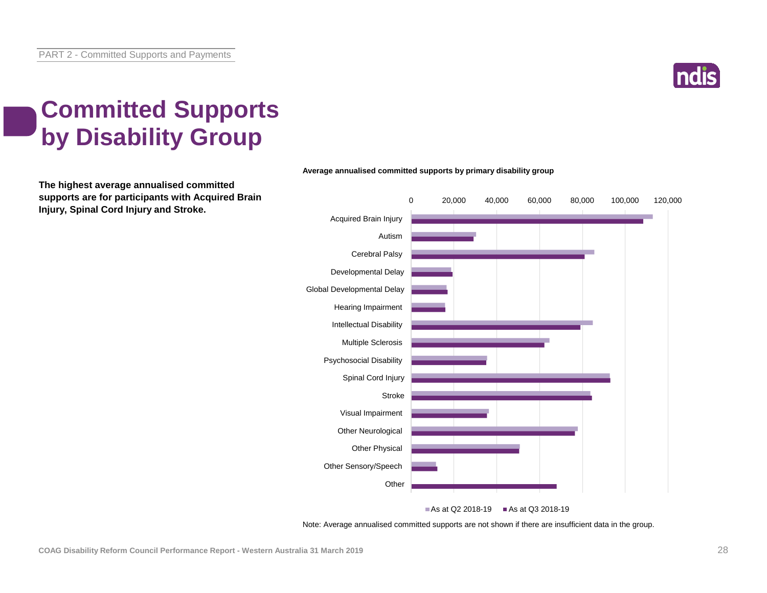# Committed Supports by Disability Group

**The highest average annualised committed supports are for participants with Acquired Brain Injury, Spinal Cord Injury and Stroke.**

**Average annualised committed supports by primary disability group**

| Primary disability group | As at Q2 2018-19 | As at Q3 2018-19 |
|---|---|---|
| Acquired Brain Injury | | |
| Autism | | |
| Cerebral Palsy | | |
| Developmental Delay | | |
| Global Developmental Delay | | |
| Hearing Impairment | | |
| Intellectual Disability | | |
| Multiple Sclerosis | | |
| Psychosocial Disability | | |
| Spinal Cord Injury | | |
| Stroke | | |
| Visual Impairment | | |
| Other Neurological | | |
| Other Physical | | |
| Other Sensory/Speech | | |
| Other | | |

Axis: 0, 20,000, 40,000, 60,000, 80,000, 100,000, 120,000

Note: Average annualised committed supports are not shown if there are insufficient data in the group.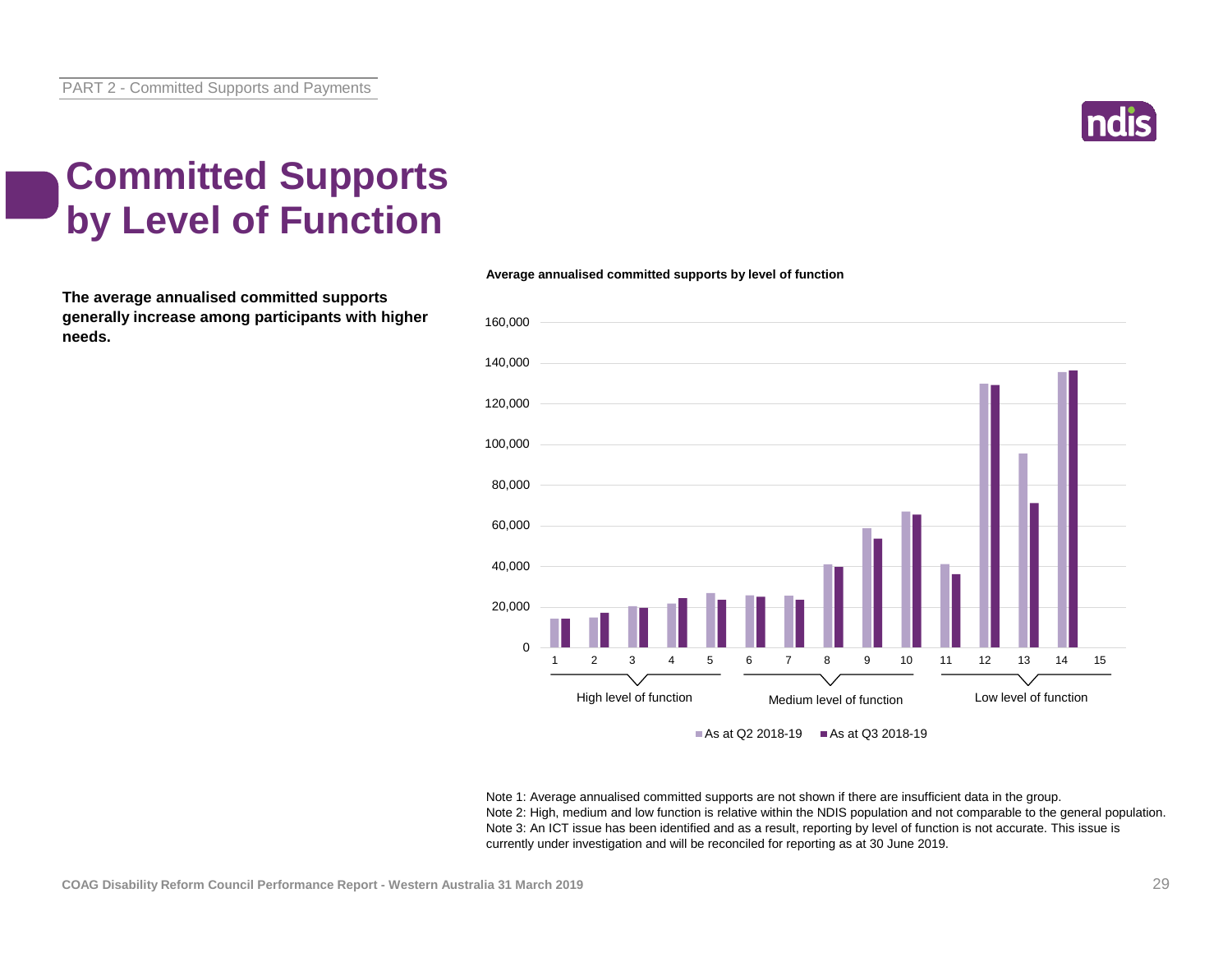# Committed Supports by Level of Function

**The average annualised committed supports generally increase among participants with higher needs.**

**Average annualised committed supports by level of function**

Note 1: Average annualised committed supports are not shown if there are insufficient data in the group.
Note 2: High, medium and low function is relative within the NDIS population and not comparable to the general population.
Note 3: An ICT issue has been identified and as a result, reporting by level of function is not accurate. This issue is currently under investigation and will be reconciled for reporting as at 30 June 2019.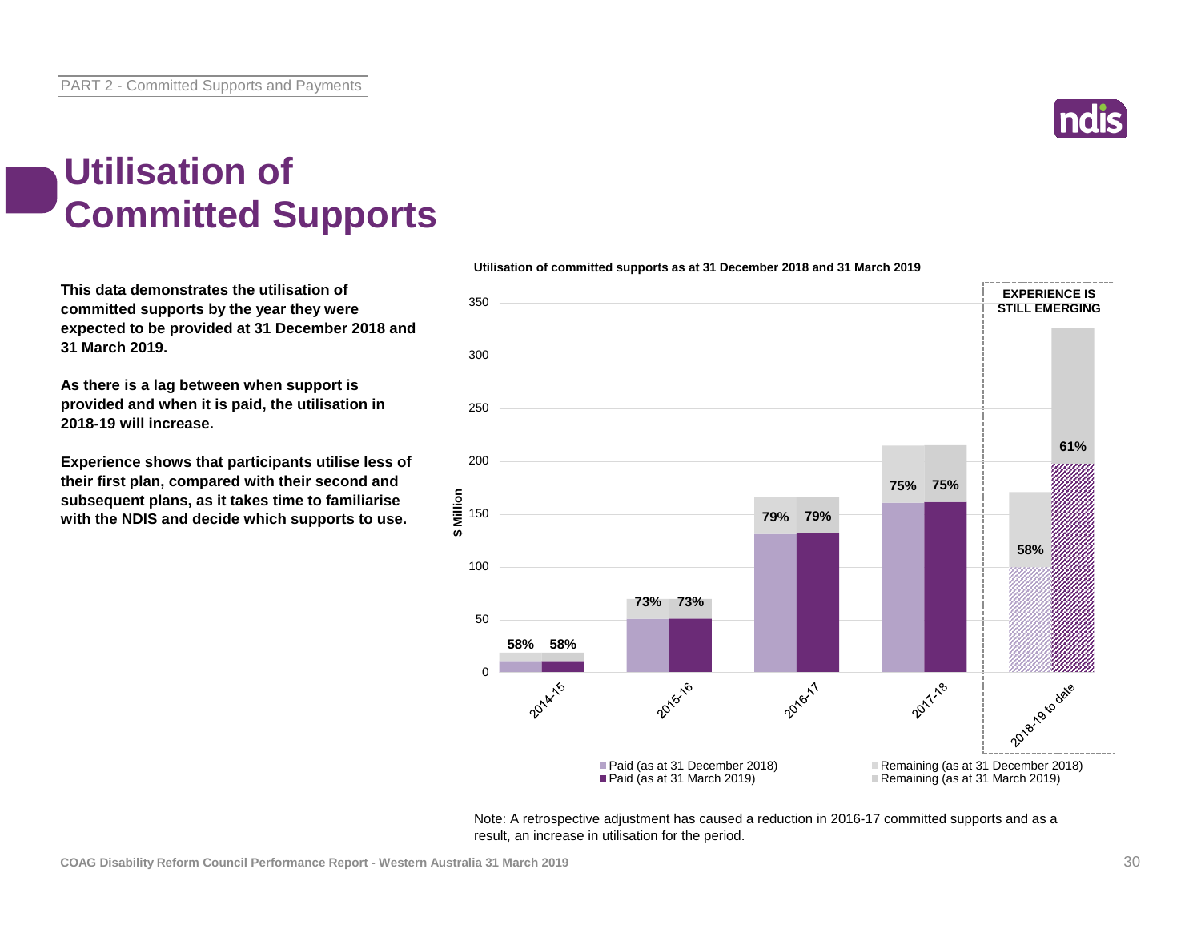# Utilisation of Committed Supports

**This data demonstrates the utilisation of committed supports by the year they were expected to be provided at 31 December 2018 and 31 March 2019.**

**As there is a lag between when support is provided and when it is paid, the utilisation in 2018-19 will increase.**

**Experience shows that participants utilise less of their first plan, compared with their second and subsequent plans, as it takes time to familiarise with the NDIS and decide which supports to use.**

**Utilisation of committed supports as at 31 December 2018 and 31 March 2019**

| Year | Utilisation (as at 31 December 2018) | Utilisation (as at 31 March 2019) |
|---|---|---|
| 2014-15 | 58% | 58% |
| 2015-16 | 73% | 73% |
| 2016-17 | 79% | 79% |
| 2017-18 | 75% | 75% |
| 2018-19 to date | 58% | 61% |

EXPERIENCE IS STILL EMERGING (2018-19 to date)

Legend: Paid (as at 31 December 2018); Paid (as at 31 March 2019); Remaining (as at 31 December 2018); Remaining (as at 31 March 2019). Y-axis: $ Million (0–350).

Note: A retrospective adjustment has caused a reduction in 2016-17 committed supports and as a result, an increase in utilisation for the period.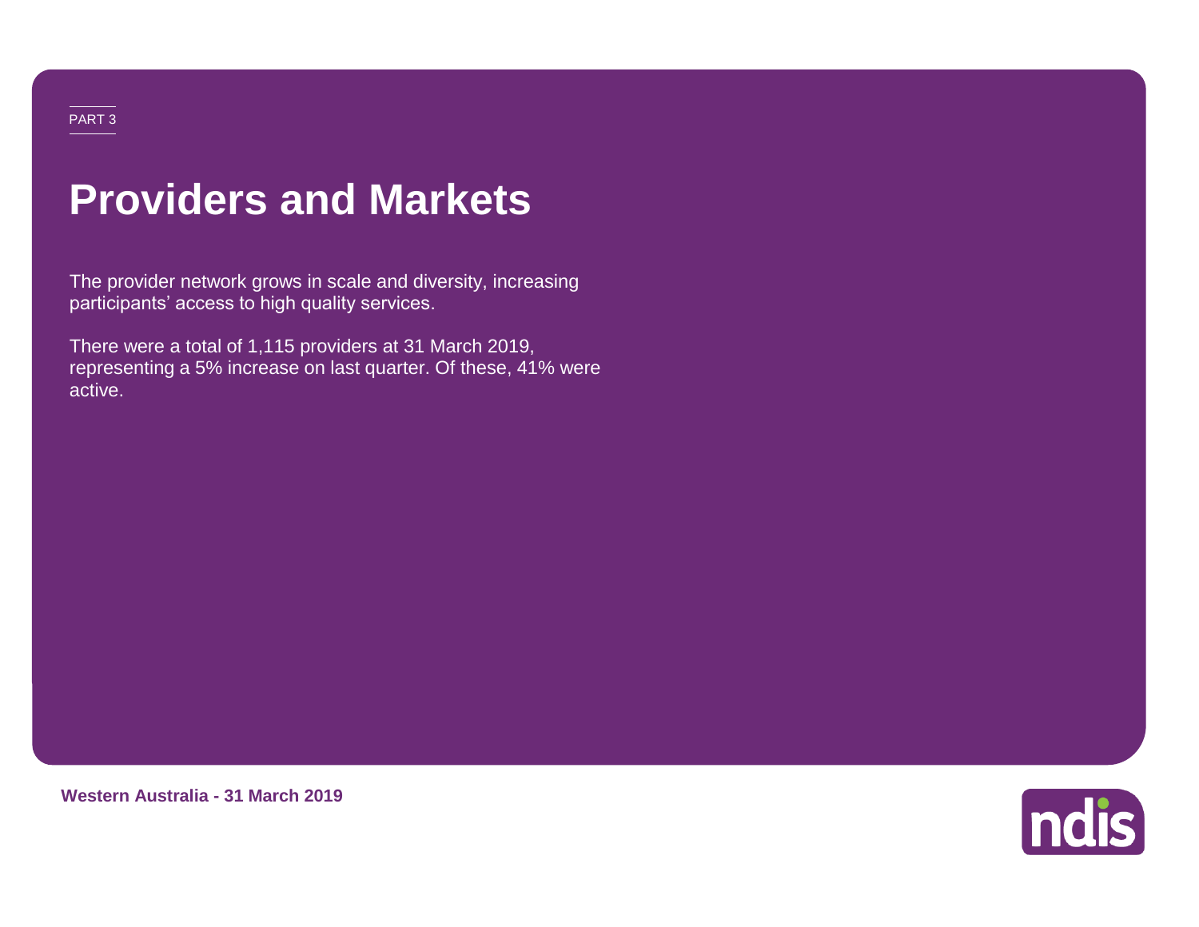PART 3

# Providers and Markets

The provider network grows in scale and diversity, increasing participants' access to high quality services.

There were a total of 1,115 providers at 31 March 2019, representing a 5% increase on last quarter. Of these, 41% were active.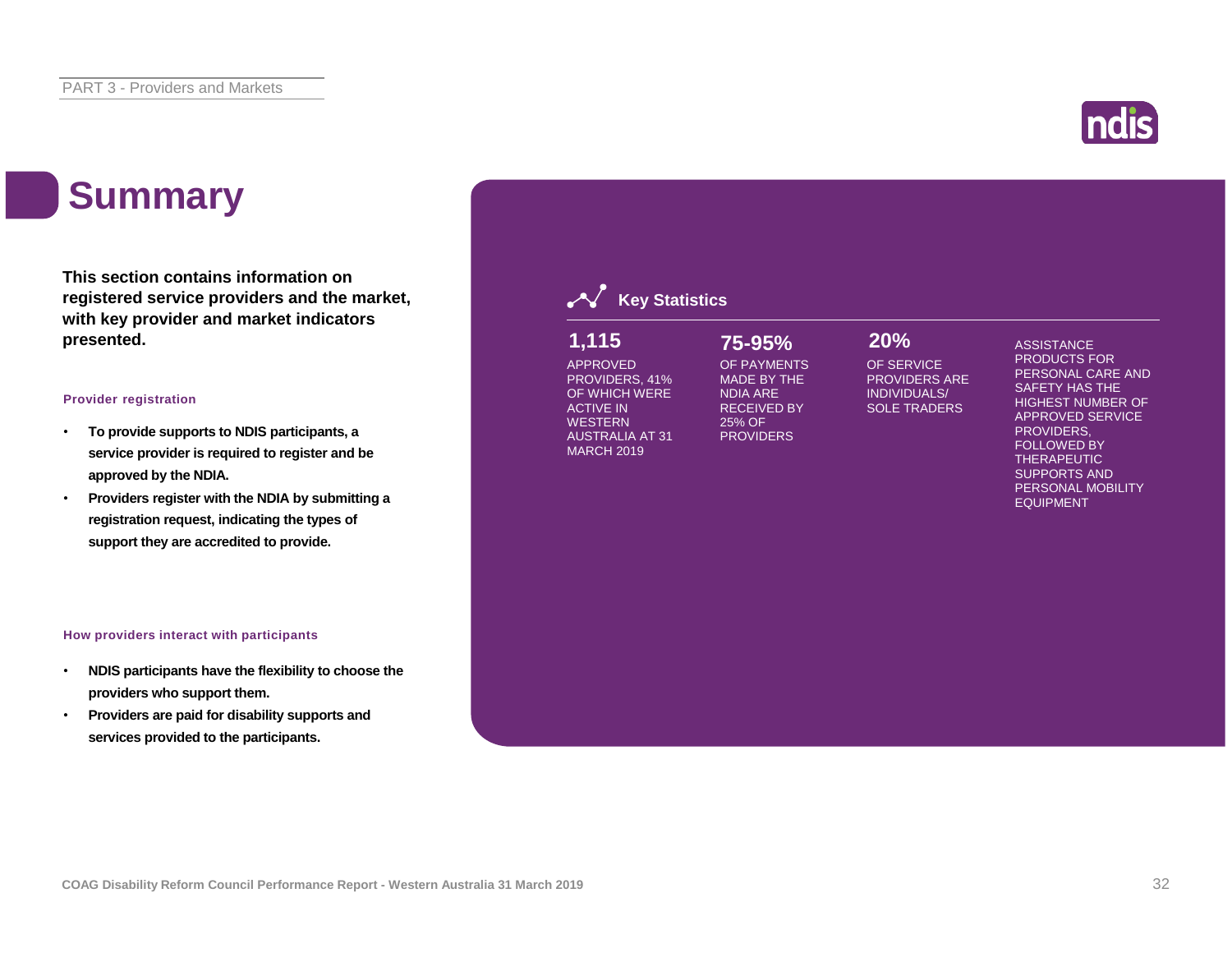# Summary

**This section contains information on registered service providers and the market, with key provider and market indicators presented.**

### Provider registration

- **To provide supports to NDIS participants, a service provider is required to register and be approved by the NDIA.**
- **Providers register with the NDIA by submitting a registration request, indicating the types of support they are accredited to provide.**

### How providers interact with participants

- **NDIS participants have the flexibility to choose the providers who support them.**
- **Providers are paid for disability supports and services provided to the participants.**

## Key Statistics

**1,115**
APPROVED PROVIDERS, 41% OF WHICH WERE ACTIVE IN WESTERN AUSTRALIA AT 31 MARCH 2019

**75-95%**
OF PAYMENTS MADE BY THE NDIA ARE RECEIVED BY 25% OF PROVIDERS

**20%**
OF SERVICE PROVIDERS ARE INDIVIDUALS/ SOLE TRADERS

ASSISTANCE PRODUCTS FOR PERSONAL CARE AND SAFETY HAS THE HIGHEST NUMBER OF APPROVED SERVICE PROVIDERS, FOLLOWED BY THERAPEUTIC SUPPORTS AND PERSONAL MOBILITY EQUIPMENT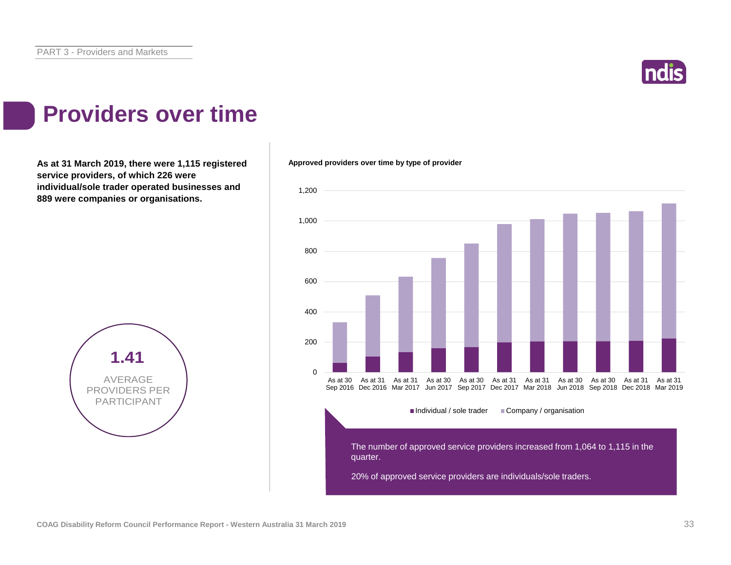# Providers over time

**As at 31 March 2019, there were 1,115 registered service providers, of which 226 were individual/sole trader operated businesses and 889 were companies or organisations.**

**1.41**

AVERAGE PROVIDERS PER PARTICIPANT

**Approved providers over time by type of provider**

Legend: Individual / sole trader; Company / organisation

X-axis: As at 30 Sep 2016, As at 31 Dec 2016, As at 31 Mar 2017, As at 30 Jun 2017, As at 30 Sep 2017, As at 31 Dec 2017, As at 31 Mar 2018, As at 30 Jun 2018, As at 30 Sep 2018, As at 31 Dec 2018, As at 31 Mar 2019

Y-axis: 0, 200, 400, 600, 800, 1,000, 1,200

The number of approved service providers increased from 1,064 to 1,115 in the quarter.

20% of approved service providers are individuals/sole traders.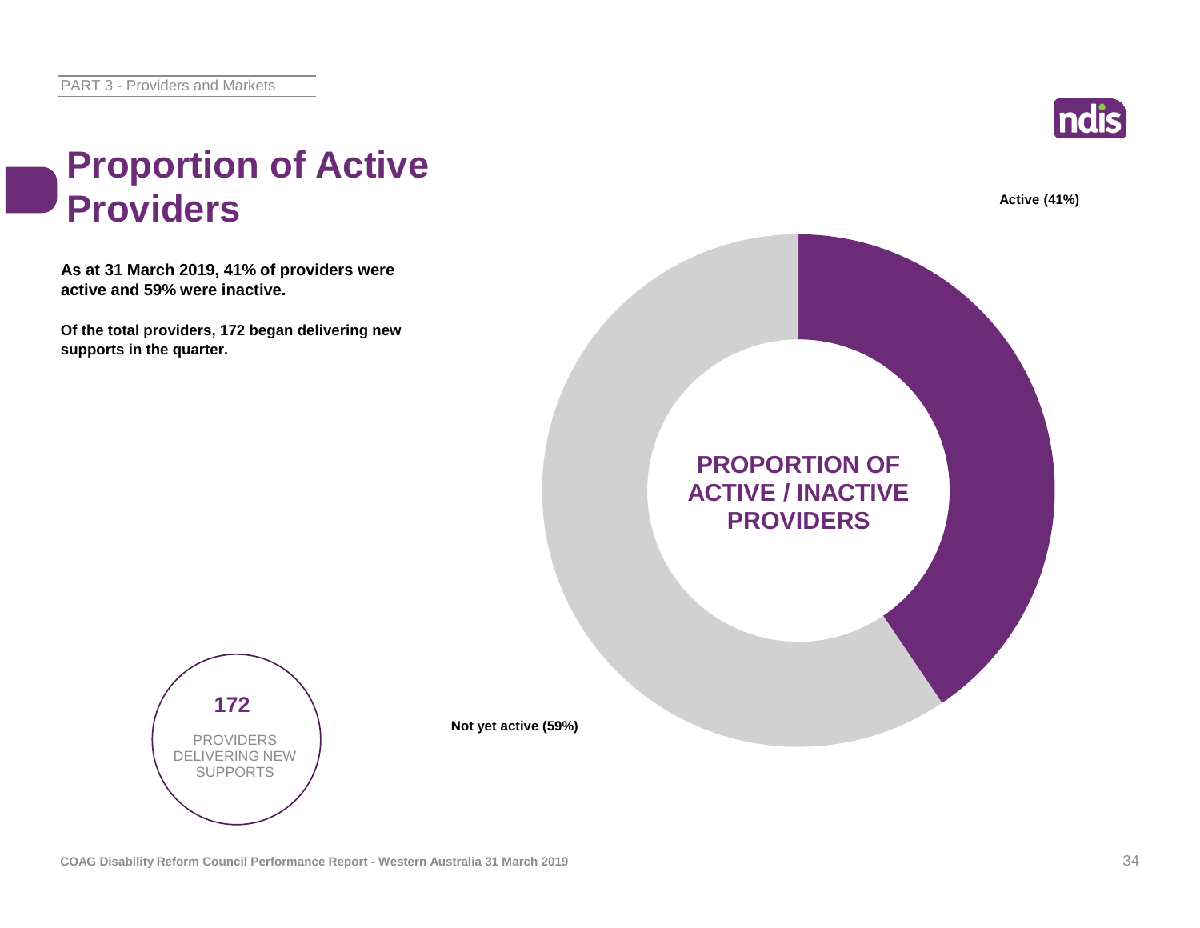# Proportion of Active Providers

**As at 31 March 2019, 41% of providers were active and 59% were inactive.**

**Of the total providers, 172 began delivering new supports in the quarter.**

**PROPORTION OF ACTIVE / INACTIVE PROVIDERS**

**Active (41%)**

**Not yet active (59%)**

**172**

PROVIDERS DELIVERING NEW SUPPORTS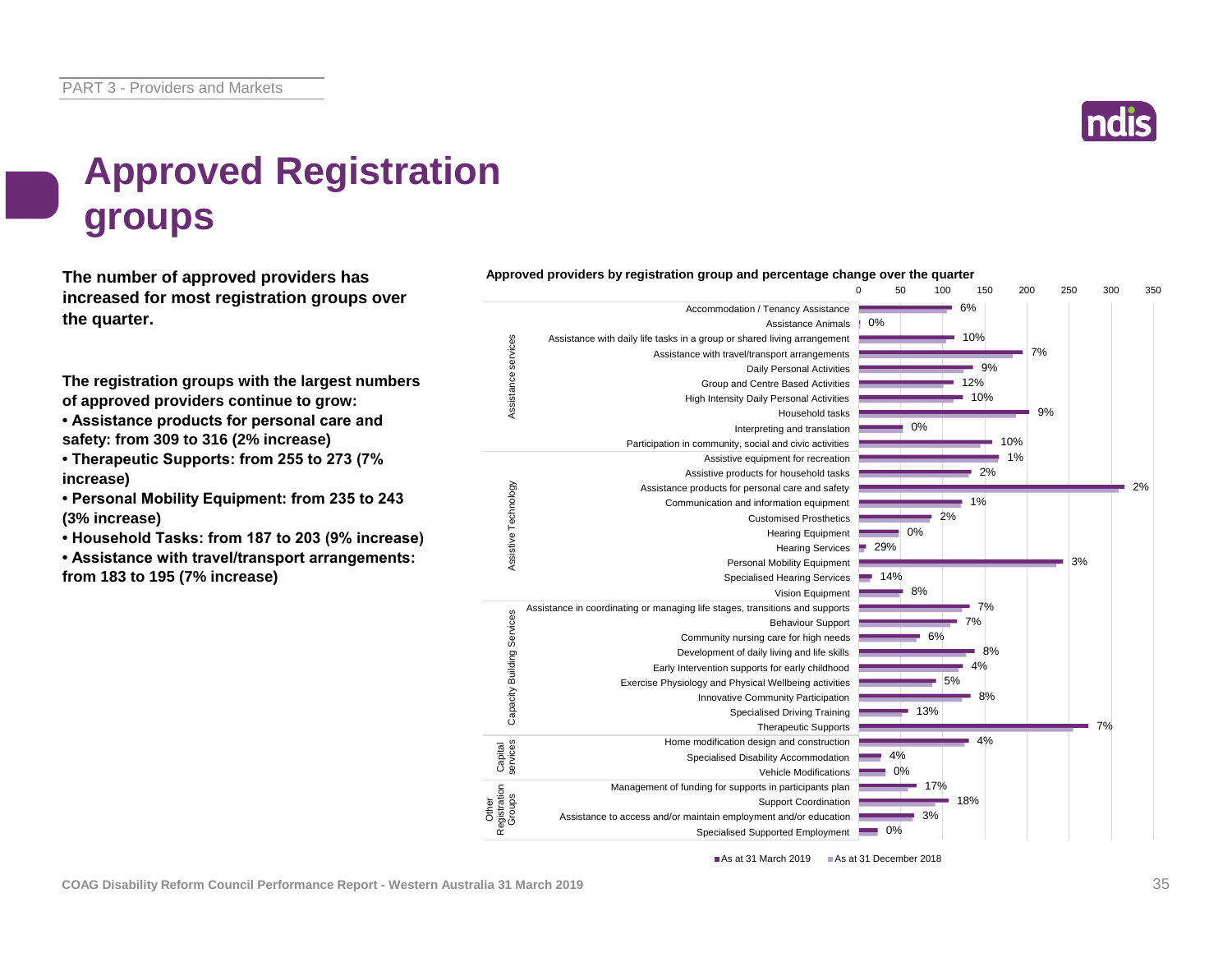# Approved Registration groups

**The number of approved providers has increased for most registration groups over the quarter.**

**The registration groups with the largest numbers of approved providers continue to grow:**

- **Assistance products for personal care and safety: from 309 to 316 (2% increase)**
- **Therapeutic Supports: from 255 to 273 (7% increase)**
- **Personal Mobility Equipment: from 235 to 243 (3% increase)**
- **Household Tasks: from 187 to 203 (9% increase)**
- **Assistance with travel/transport arrangements: from 183 to 195 (7% increase)**

**Approved providers by registration group and percentage change over the quarter**

| Category | Registration group | % change |
|---|---|---|
| Assistance services | Accommodation / Tenancy Assistance | 6% |
| | Assistance Animals | 0% |
| | Assistance with daily life tasks in a group or shared living arrangement | 10% |
| | Assistance with travel/transport arrangements | 7% |
| | Daily Personal Activities | 9% |
| | Group and Centre Based Activities | 12% |
| | High Intensity Daily Personal Activities | 10% |
| | Household tasks | 9% |
| | Interpreting and translation | 0% |
| | Participation in community, social and civic activities | 10% |
| Assistive Technology | Assistive equipment for recreation | 1% |
| | Assistive products for household tasks | 2% |
| | Assistance products for personal care and safety | 2% |
| | Communication and information equipment | 1% |
| | Customised Prosthetics | 2% |
| | Hearing Equipment | 0% |
| | Hearing Services | 29% |
| | Personal Mobility Equipment | 3% |
| | Specialised Hearing Services | 14% |
| | Vision Equipment | 8% |
| Capacity Building Services | Assistance in coordinating or managing life stages, transitions and supports | 7% |
| | Behaviour Support | 7% |
| | Community nursing care for high needs | 6% |
| | Development of daily living and life skills | 8% |
| | Early Intervention supports for early childhood | 4% |
| | Exercise Physiology and Physical Wellbeing activities | 5% |
| | Innovative Community Participation | 8% |
| | Specialised Driving Training | 13% |
| | Therapeutic Supports | 7% |
| Capital services | Home modification design and construction | 4% |
| | Specialised Disability Accommodation | 4% |
| | Vehicle Modifications | 0% |
| Other Registration Groups | Management of funding for supports in participants plan | 17% |
| | Support Coordination | 18% |
| | Assistance to access and/or maintain employment and/or education | 3% |
| | Specialised Supported Employment | 0% |

■ As at 31 March 2019 ■ As at 31 December 2018

COAG Disability Reform Council Performance Report - Western Australia 31 March 2019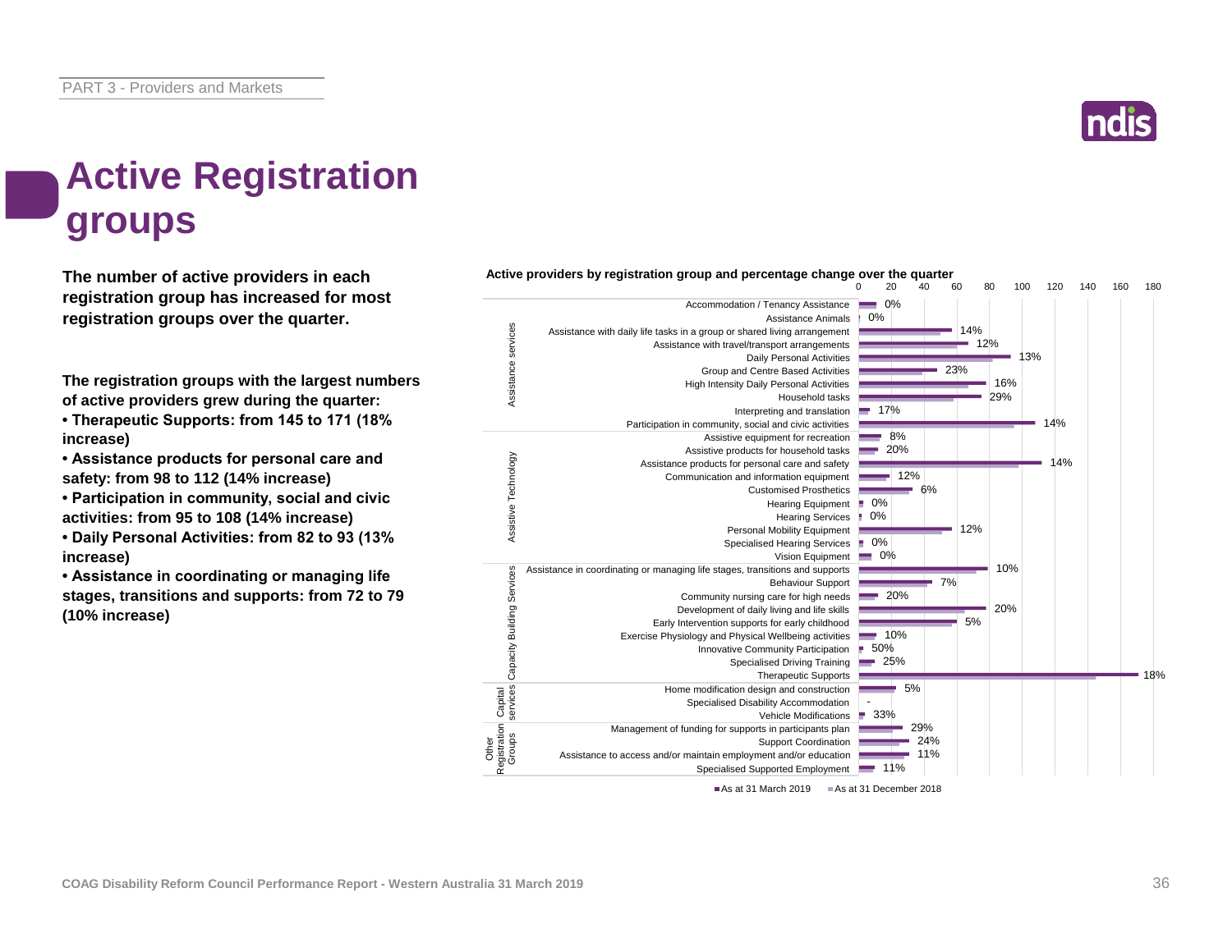# Active Registration groups

**The number of active providers in each registration group has increased for most registration groups over the quarter.**

**The registration groups with the largest numbers of active providers grew during the quarter:**

- **Therapeutic Supports: from 145 to 171 (18% increase)**
- **Assistance products for personal care and safety: from 98 to 112 (14% increase)**
- **Participation in community, social and civic activities: from 95 to 108 (14% increase)**
- **Daily Personal Activities: from 82 to 93 (13% increase)**
- **Assistance in coordinating or managing life stages, transitions and supports: from 72 to 79 (10% increase)**

**Active providers by registration group and percentage change over the quarter**

| Category | Registration group | % change |
|---|---|---|
| Assistance services | Accommodation / Tenancy Assistance | 0% |
| | Assistance Animals | 0% |
| | Assistance with daily life tasks in a group or shared living arrangement | 14% |
| | Assistance with travel/transport arrangements | 12% |
| | Daily Personal Activities | 13% |
| | Group and Centre Based Activities | 23% |
| | High Intensity Daily Personal Activities | 16% |
| | Household tasks | 29% |
| | Interpreting and translation | 17% |
| | Participation in community, social and civic activities | 14% |
| Assistive Technology | Assistive equipment for recreation | 8% |
| | Assistive products for household tasks | 20% |
| | Assistance products for personal care and safety | 14% |
| | Communication and information equipment | 12% |
| | Customised Prosthetics | 6% |
| | Hearing Equipment | 0% |
| | Hearing Services | 0% |
| | Personal Mobility Equipment | 12% |
| | Specialised Hearing Services | 0% |
| | Vision Equipment | 0% |
| Capacity Building Services | Assistance in coordinating or managing life stages, transitions and supports | 10% |
| | Behaviour Support | 7% |
| | Community nursing care for high needs | 20% |
| | Development of daily living and life skills | 20% |
| | Early Intervention supports for early childhood | 5% |
| | Exercise Physiology and Physical Wellbeing activities | 10% |
| | Innovative Community Participation | 50% |
| | Specialised Driving Training | 25% |
| | Therapeutic Supports | 18% |
| Capital services | Home modification design and construction | 5% |
| | Specialised Disability Accommodation | - |
| | Vehicle Modifications | 33% |
| Other Registration Groups | Management of funding for supports in participants plan | 29% |
| | Support Coordination | 24% |
| | Assistance to access and/or maintain employment and/or education | 11% |
| | Specialised Supported Employment | 11% |

■ As at 31 March 2019 ■ As at 31 December 2018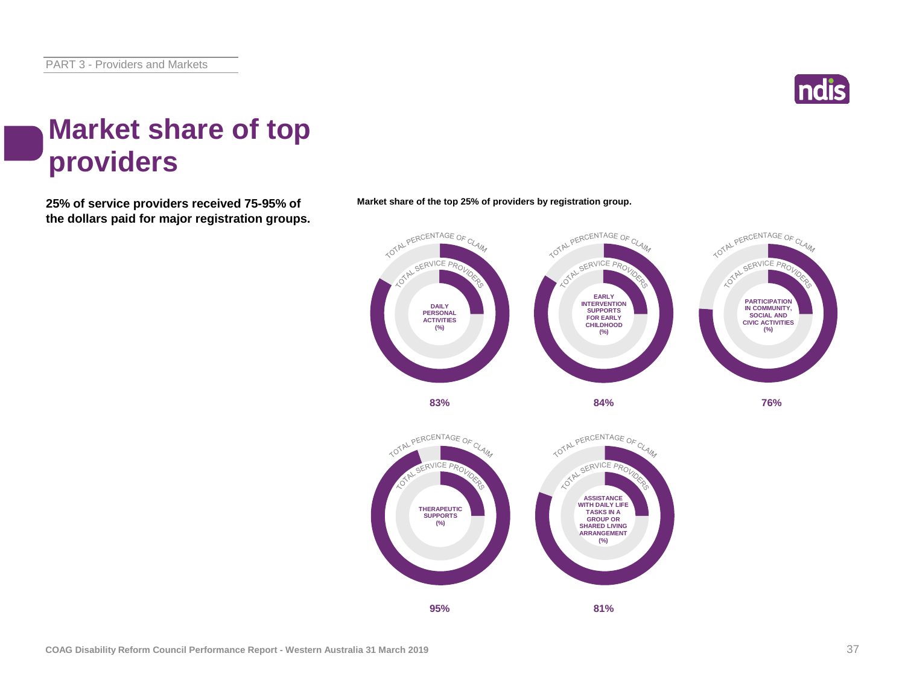# Market share of top providers

**25% of service providers received 75-95% of the dollars paid for major registration groups.**

**Market share of the top 25% of providers by registration group.**

| Registration group | Total percentage of claim |
| --- | --- |
| Daily Personal Activities (%) | 83% |
| Early Intervention Supports for Early Childhood (%) | 84% |
| Participation in Community, Social and Civic Activities (%) | 76% |
| Therapeutic Supports (%) | 95% |
| Assistance with Daily Life Tasks in a Group or Shared Living Arrangement (%) | 81% |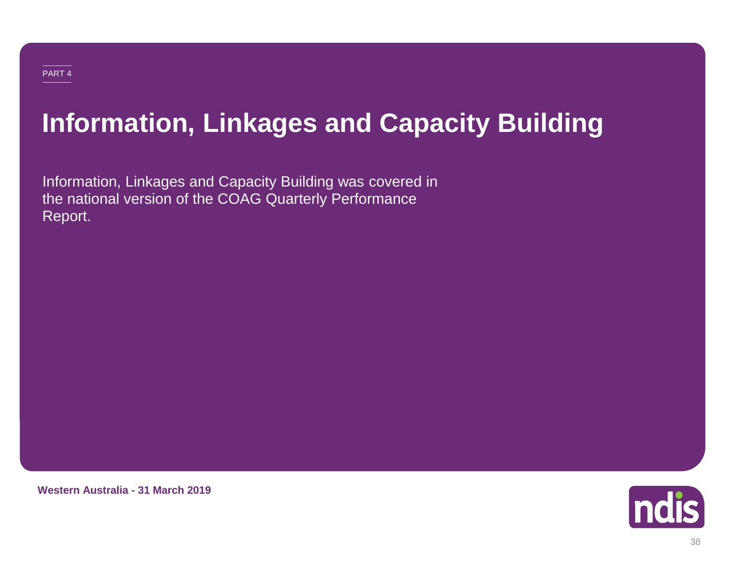PART 4

# Information, Linkages and Capacity Building

Information, Linkages and Capacity Building was covered in the national version of the COAG Quarterly Performance Report.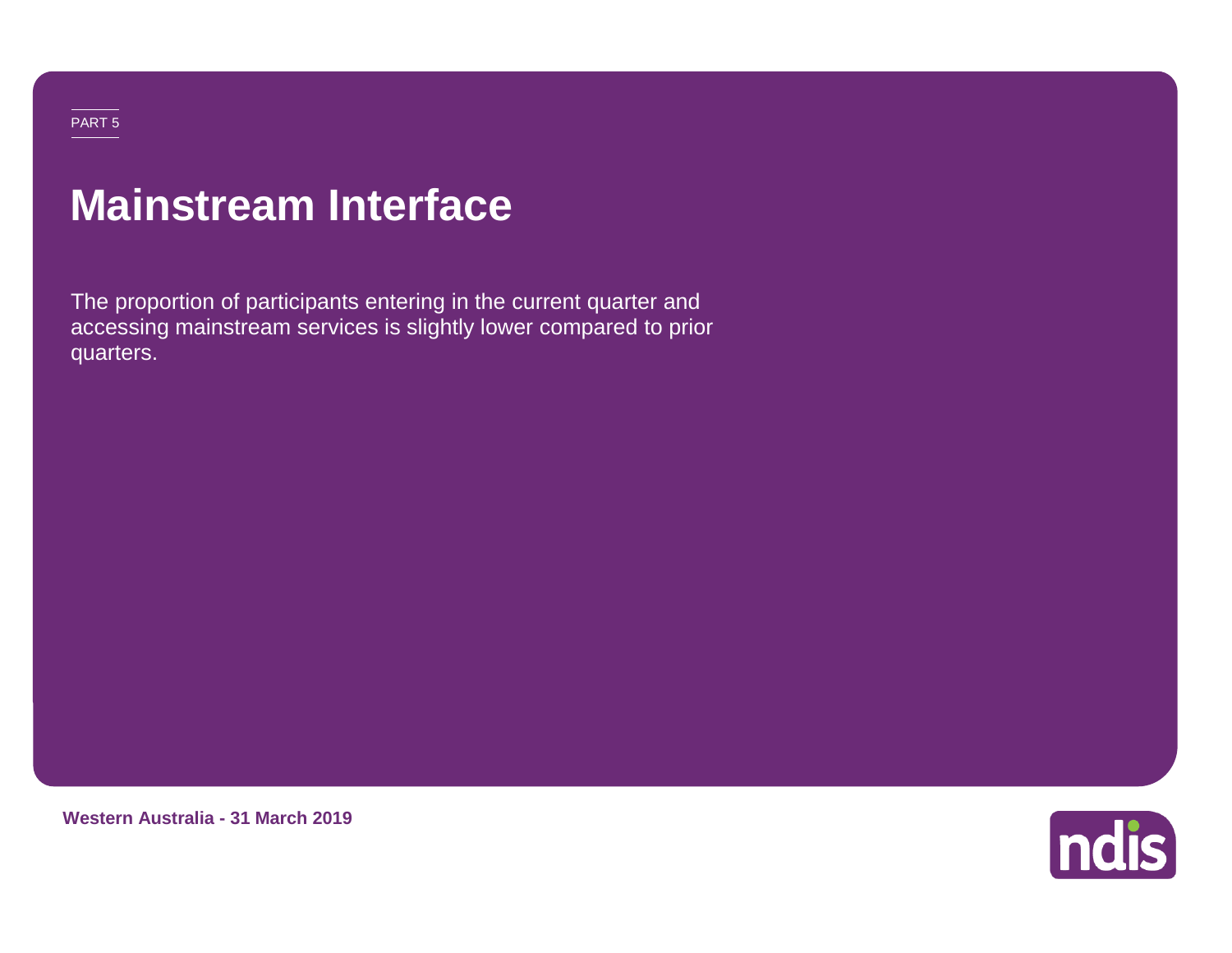PART 5

# Mainstream Interface

The proportion of participants entering in the current quarter and accessing mainstream services is slightly lower compared to prior quarters.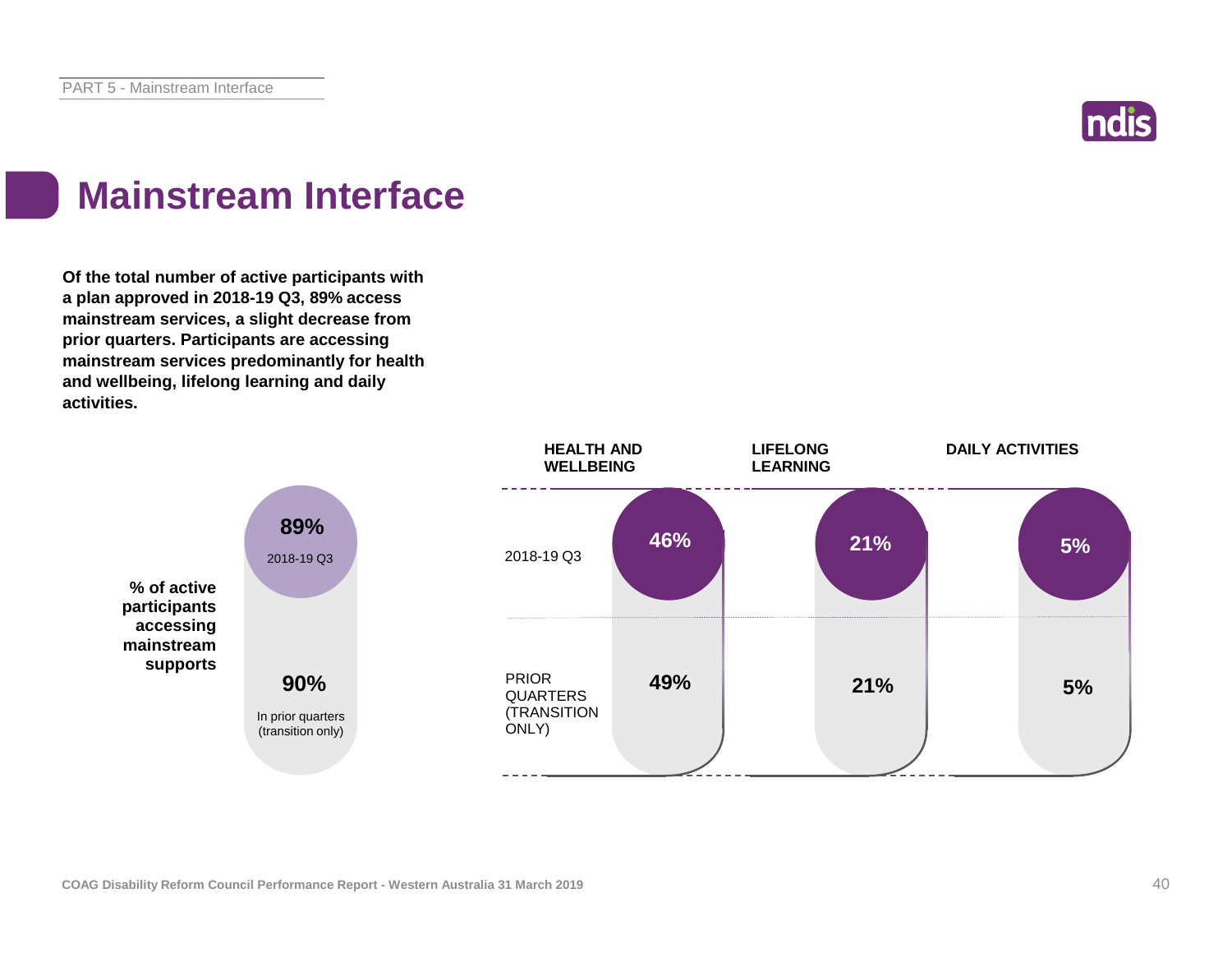# Mainstream Interface

**Of the total number of active participants with a plan approved in 2018-19 Q3, 89% access mainstream services, a slight decrease from prior quarters. Participants are accessing mainstream services predominantly for health and wellbeing, lifelong learning and daily activities.**

**% of active participants accessing mainstream supports**

| | % |
|---|---|
| 2018-19 Q3 | 89% |
| In prior quarters (transition only) | 90% |

| | HEALTH AND WELLBEING | LIFELONG LEARNING | DAILY ACTIVITIES |
|---|---|---|---|
| 2018-19 Q3 | 46% | 21% | 5% |
| PRIOR QUARTERS (TRANSITION ONLY) | 49% | 21% | 5% |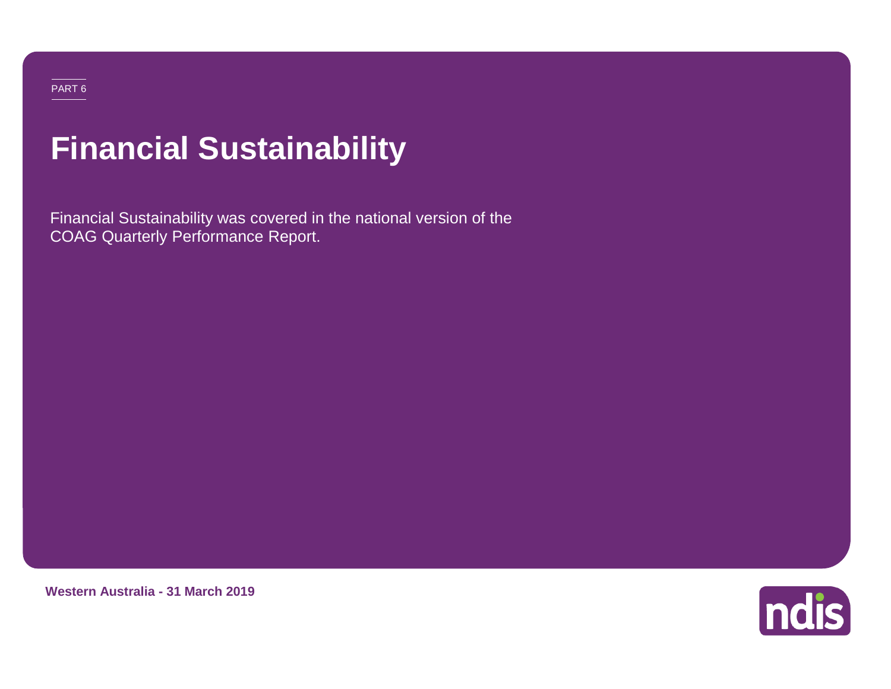PART 6

# Financial Sustainability

Financial Sustainability was covered in the national version of the COAG Quarterly Performance Report.